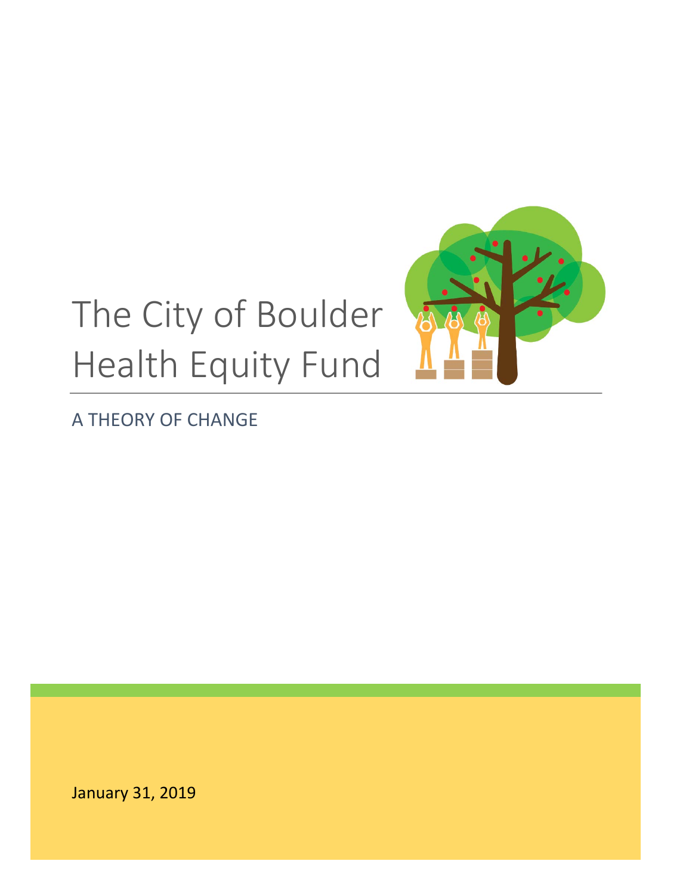# The City of Boulder Health Equity Fund

## A THEORY OF CHANGE

January 31, 2019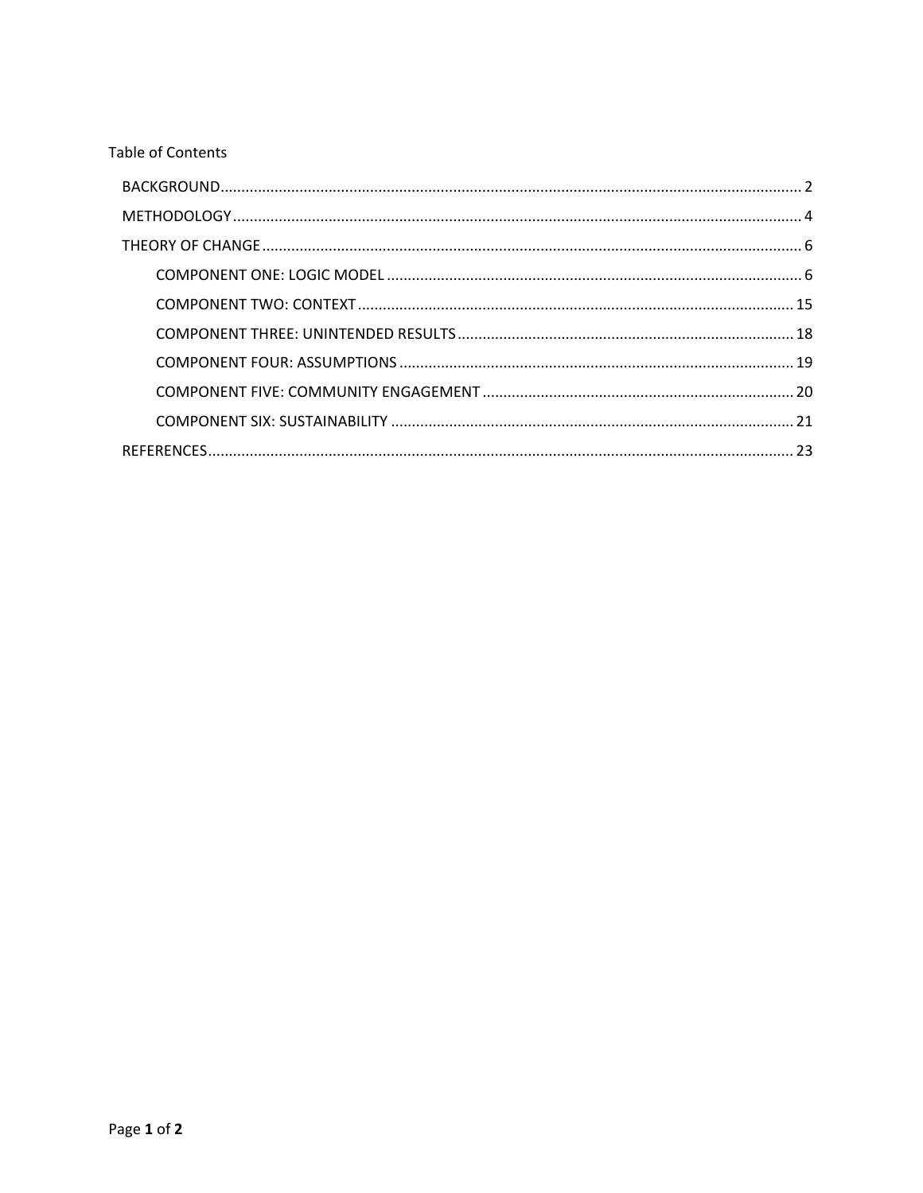Table of Contents

- BACKGROUND ........................................................................................................................................ 2
- METHODOLOGY ..................................................................................................................................... 4
- THEORY OF CHANGE ............................................................................................................................ 6
  - COMPONENT ONE: LOGIC MODEL ................................................................................................ 6
  - COMPONENT TWO: CONTEXT ...................................................................................................... 15
  - COMPONENT THREE: UNINTENDED RESULTS .............................................................................. 18
  - COMPONENT FOUR: ASSUMPTIONS ............................................................................................. 19
  - COMPONENT FIVE: COMMUNITY ENGAGEMENT ........................................................................ 20
  - COMPONENT SIX: SUSTAINABILITY .............................................................................................. 21
- REFERENCES ........................................................................................................................................ 23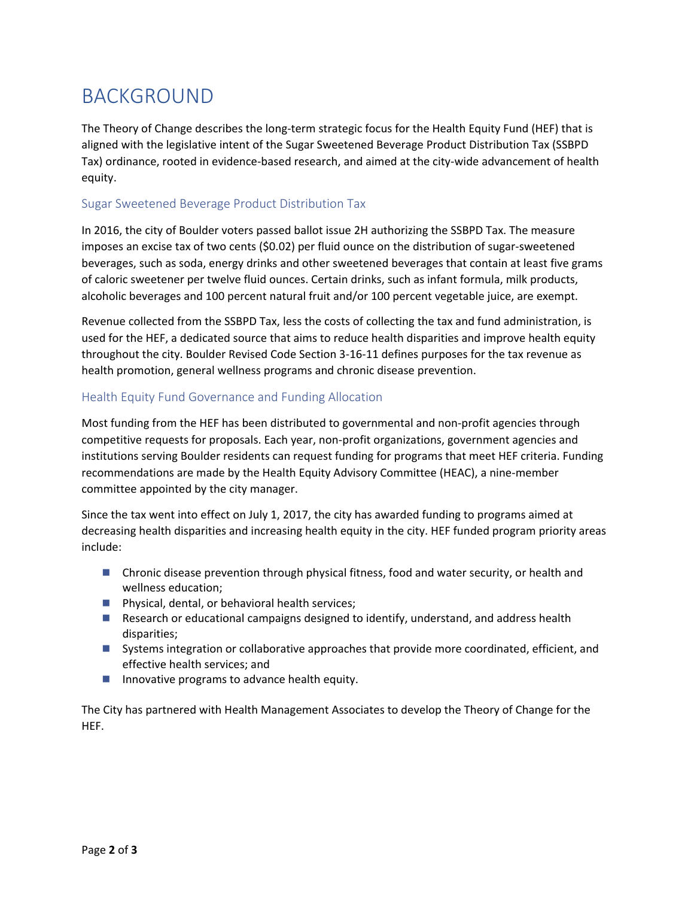# BACKGROUND

The Theory of Change describes the long-term strategic focus for the Health Equity Fund (HEF) that is aligned with the legislative intent of the Sugar Sweetened Beverage Product Distribution Tax (SSBPD Tax) ordinance, rooted in evidence-based research, and aimed at the city-wide advancement of health equity.

## Sugar Sweetened Beverage Product Distribution Tax

In 2016, the city of Boulder voters passed ballot issue 2H authorizing the SSBPD Tax. The measure imposes an excise tax of two cents ($0.02) per fluid ounce on the distribution of sugar-sweetened beverages, such as soda, energy drinks and other sweetened beverages that contain at least five grams of caloric sweetener per twelve fluid ounces. Certain drinks, such as infant formula, milk products, alcoholic beverages and 100 percent natural fruit and/or 100 percent vegetable juice, are exempt.

Revenue collected from the SSBPD Tax, less the costs of collecting the tax and fund administration, is used for the HEF, a dedicated source that aims to reduce health disparities and improve health equity throughout the city. Boulder Revised Code Section 3-16-11 defines purposes for the tax revenue as health promotion, general wellness programs and chronic disease prevention.

## Health Equity Fund Governance and Funding Allocation

Most funding from the HEF has been distributed to governmental and non-profit agencies through competitive requests for proposals. Each year, non-profit organizations, government agencies and institutions serving Boulder residents can request funding for programs that meet HEF criteria. Funding recommendations are made by the Health Equity Advisory Committee (HEAC), a nine-member committee appointed by the city manager.

Since the tax went into effect on July 1, 2017, the city has awarded funding to programs aimed at decreasing health disparities and increasing health equity in the city. HEF funded program priority areas include:

- Chronic disease prevention through physical fitness, food and water security, or health and wellness education;
- Physical, dental, or behavioral health services;
- Research or educational campaigns designed to identify, understand, and address health disparities;
- Systems integration or collaborative approaches that provide more coordinated, efficient, and effective health services; and
- Innovative programs to advance health equity.

The City has partnered with Health Management Associates to develop the Theory of Change for the HEF.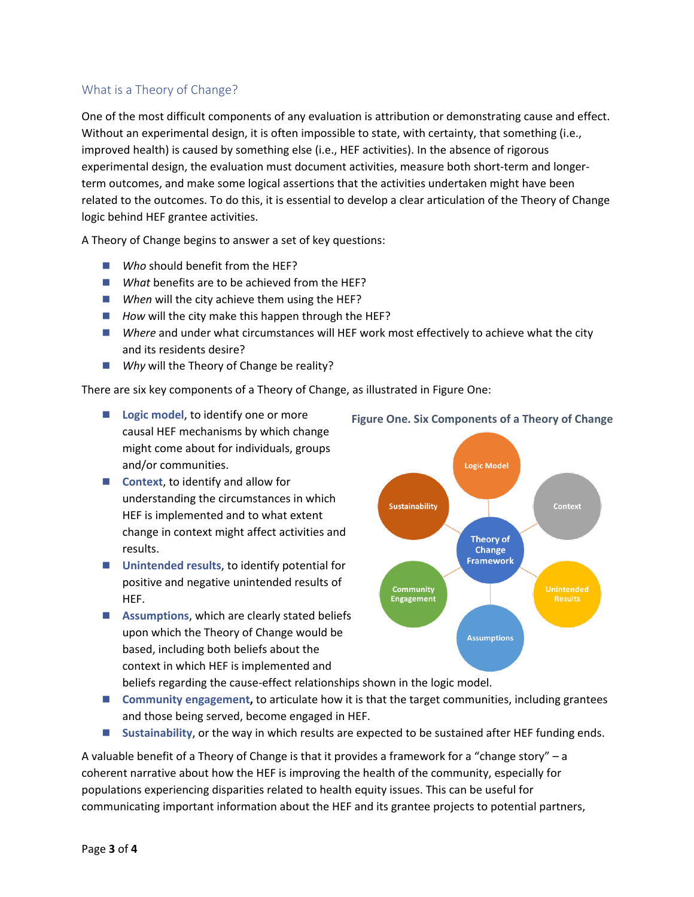## What is a Theory of Change?

One of the most difficult components of any evaluation is attribution or demonstrating cause and effect. Without an experimental design, it is often impossible to state, with certainty, that something (i.e., improved health) is caused by something else (i.e., HEF activities). In the absence of rigorous experimental design, the evaluation must document activities, measure both short-term and longer-term outcomes, and make some logical assertions that the activities undertaken might have been related to the outcomes. To do this, it is essential to develop a clear articulation of the Theory of Change logic behind HEF grantee activities.

A Theory of Change begins to answer a set of key questions:

- *Who* should benefit from the HEF?
- *What* benefits are to be achieved from the HEF?
- *When* will the city achieve them using the HEF?
- *How* will the city make this happen through the HEF?
- *Where* and under what circumstances will HEF work most effectively to achieve what the city and its residents desire?
- *Why* will the Theory of Change be reality?

There are six key components of a Theory of Change, as illustrated in Figure One:

- **Logic model**, to identify one or more causal HEF mechanisms by which change might come about for individuals, groups and/or communities.
- **Context**, to identify and allow for understanding the circumstances in which HEF is implemented and to what extent change in context might affect activities and results.
- **Unintended results**, to identify potential for positive and negative unintended results of HEF.
- **Assumptions**, which are clearly stated beliefs upon which the Theory of Change would be based, including both beliefs about the context in which HEF is implemented and beliefs regarding the cause-effect relationships shown in the logic model.
- **Community engagement**, to articulate how it is that the target communities, including grantees and those being served, become engaged in HEF.
- **Sustainability**, or the way in which results are expected to be sustained after HEF funding ends.

**Figure One. Six Components of a Theory of Change**

A valuable benefit of a Theory of Change is that it provides a framework for a "change story" – a coherent narrative about how the HEF is improving the health of the community, especially for populations experiencing disparities related to health equity issues. This can be useful for communicating important information about the HEF and its grantee projects to potential partners,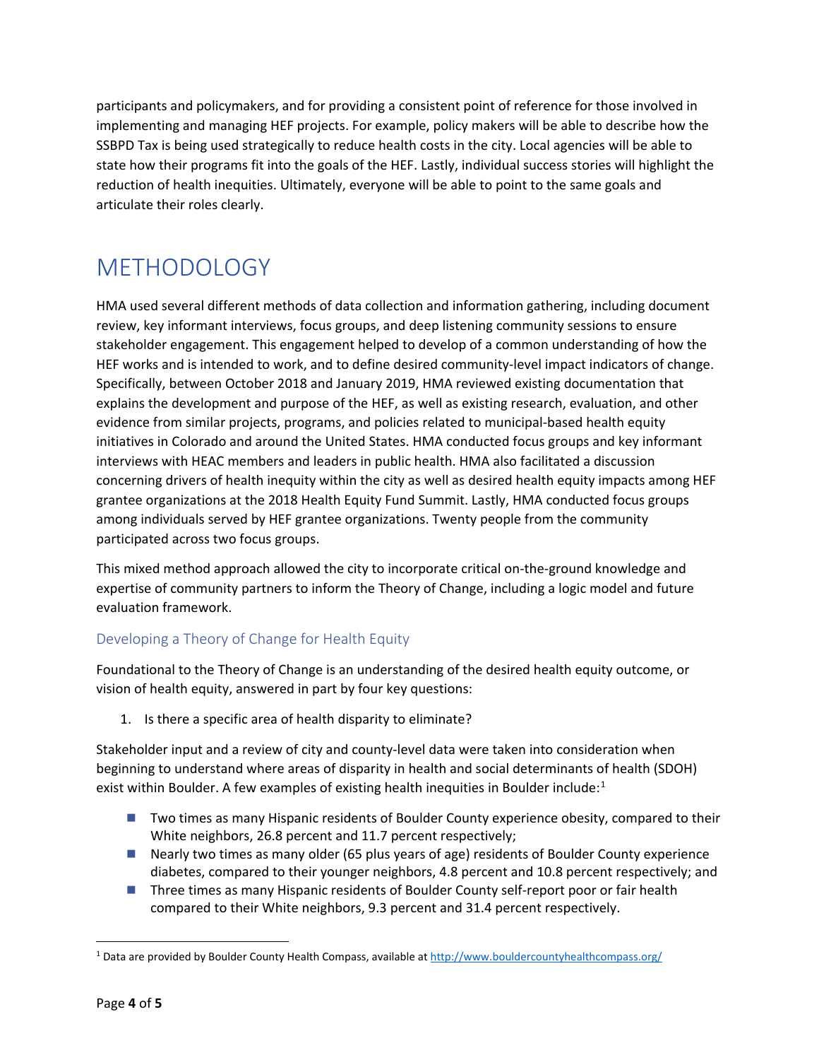participants and policymakers, and for providing a consistent point of reference for those involved in implementing and managing HEF projects. For example, policy makers will be able to describe how the SSBPD Tax is being used strategically to reduce health costs in the city. Local agencies will be able to state how their programs fit into the goals of the HEF. Lastly, individual success stories will highlight the reduction of health inequities. Ultimately, everyone will be able to point to the same goals and articulate their roles clearly.

# METHODOLOGY

HMA used several different methods of data collection and information gathering, including document review, key informant interviews, focus groups, and deep listening community sessions to ensure stakeholder engagement. This engagement helped to develop of a common understanding of how the HEF works and is intended to work, and to define desired community-level impact indicators of change. Specifically, between October 2018 and January 2019, HMA reviewed existing documentation that explains the development and purpose of the HEF, as well as existing research, evaluation, and other evidence from similar projects, programs, and policies related to municipal-based health equity initiatives in Colorado and around the United States. HMA conducted focus groups and key informant interviews with HEAC members and leaders in public health. HMA also facilitated a discussion concerning drivers of health inequity within the city as well as desired health equity impacts among HEF grantee organizations at the 2018 Health Equity Fund Summit. Lastly, HMA conducted focus groups among individuals served by HEF grantee organizations. Twenty people from the community participated across two focus groups.

This mixed method approach allowed the city to incorporate critical on-the-ground knowledge and expertise of community partners to inform the Theory of Change, including a logic model and future evaluation framework.

## Developing a Theory of Change for Health Equity

Foundational to the Theory of Change is an understanding of the desired health equity outcome, or vision of health equity, answered in part by four key questions:

1. Is there a specific area of health disparity to eliminate?

Stakeholder input and a review of city and county-level data were taken into consideration when beginning to understand where areas of disparity in health and social determinants of health (SDOH) exist within Boulder. A few examples of existing health inequities in Boulder include:[1]

- Two times as many Hispanic residents of Boulder County experience obesity, compared to their White neighbors, 26.8 percent and 11.7 percent respectively;
- Nearly two times as many older (65 plus years of age) residents of Boulder County experience diabetes, compared to their younger neighbors, 4.8 percent and 10.8 percent respectively; and
- Three times as many Hispanic residents of Boulder County self-report poor or fair health compared to their White neighbors, 9.3 percent and 31.4 percent respectively.

[1] Data are provided by Boulder County Health Compass, available at http://www.bouldercountyhealthcompass.org/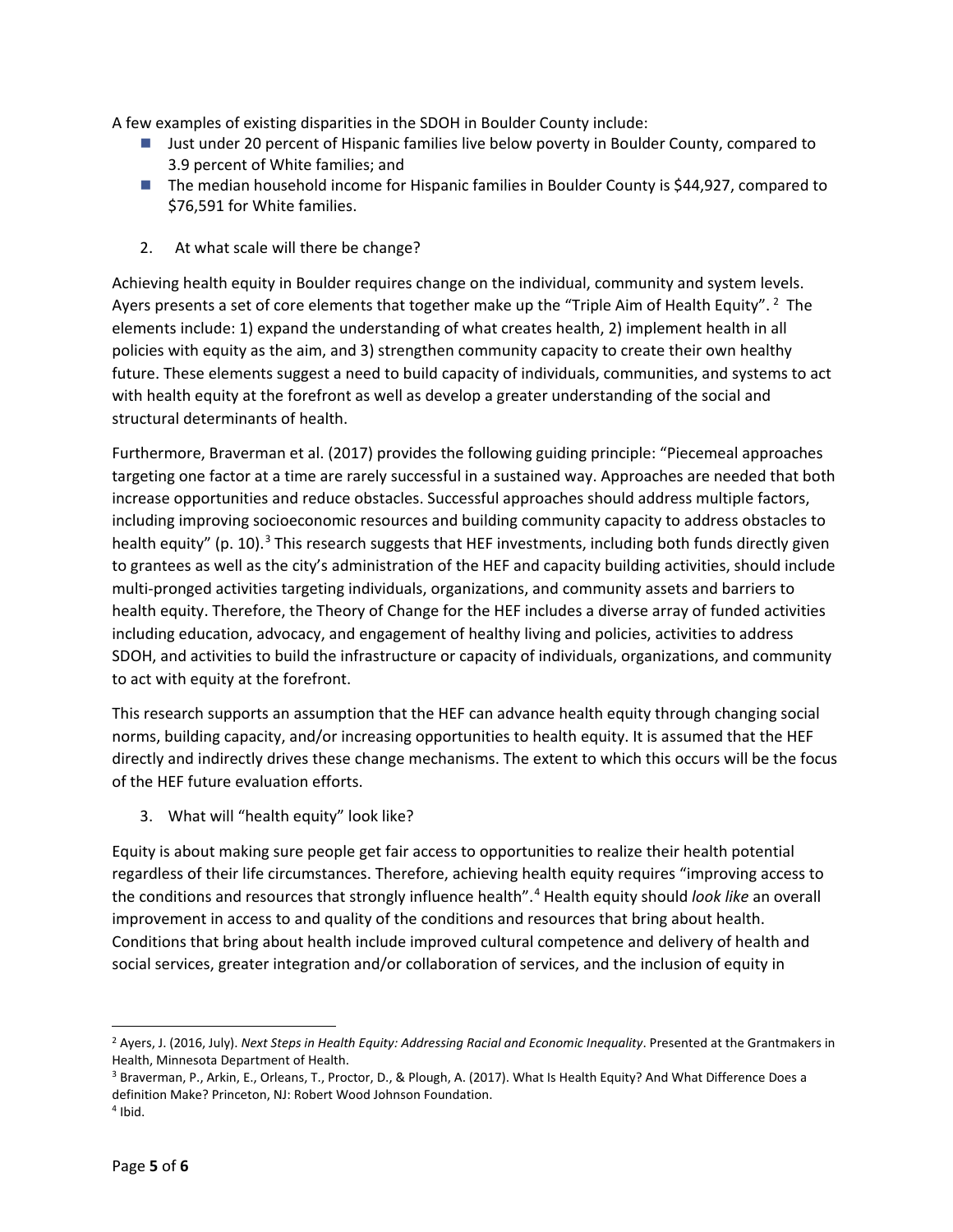A few examples of existing disparities in the SDOH in Boulder County include:

- Just under 20 percent of Hispanic families live below poverty in Boulder County, compared to 3.9 percent of White families; and
- The median household income for Hispanic families in Boulder County is $44,927, compared to $76,591 for White families.

2. At what scale will there be change?

Achieving health equity in Boulder requires change on the individual, community and system levels. Ayers presents a set of core elements that together make up the "Triple Aim of Health Equity".[2] The elements include: 1) expand the understanding of what creates health, 2) implement health in all policies with equity as the aim, and 3) strengthen community capacity to create their own healthy future. These elements suggest a need to build capacity of individuals, communities, and systems to act with health equity at the forefront as well as develop a greater understanding of the social and structural determinants of health.

Furthermore, Braverman et al. (2017) provides the following guiding principle: "Piecemeal approaches targeting one factor at a time are rarely successful in a sustained way. Approaches are needed that both increase opportunities and reduce obstacles. Successful approaches should address multiple factors, including improving socioeconomic resources and building community capacity to address obstacles to health equity" (p. 10).[3] This research suggests that HEF investments, including both funds directly given to grantees as well as the city's administration of the HEF and capacity building activities, should include multi-pronged activities targeting individuals, organizations, and community assets and barriers to health equity. Therefore, the Theory of Change for the HEF includes a diverse array of funded activities including education, advocacy, and engagement of healthy living and policies, activities to address SDOH, and activities to build the infrastructure or capacity of individuals, organizations, and community to act with equity at the forefront.

This research supports an assumption that the HEF can advance health equity through changing social norms, building capacity, and/or increasing opportunities to health equity. It is assumed that the HEF directly and indirectly drives these change mechanisms. The extent to which this occurs will be the focus of the HEF future evaluation efforts.

3. What will "health equity" look like?

Equity is about making sure people get fair access to opportunities to realize their health potential regardless of their life circumstances. Therefore, achieving health equity requires "improving access to the conditions and resources that strongly influence health".[4] Health equity should *look like* an overall improvement in access to and quality of the conditions and resources that bring about health. Conditions that bring about health include improved cultural competence and delivery of health and social services, greater integration and/or collaboration of services, and the inclusion of equity in

---

[2] Ayers, J. (2016, July). *Next Steps in Health Equity: Addressing Racial and Economic Inequality*. Presented at the Grantmakers in Health, Minnesota Department of Health.

[3] Braverman, P., Arkin, E., Orleans, T., Proctor, D., & Plough, A. (2017). What Is Health Equity? And What Difference Does a definition Make? Princeton, NJ: Robert Wood Johnson Foundation.

[4] Ibid.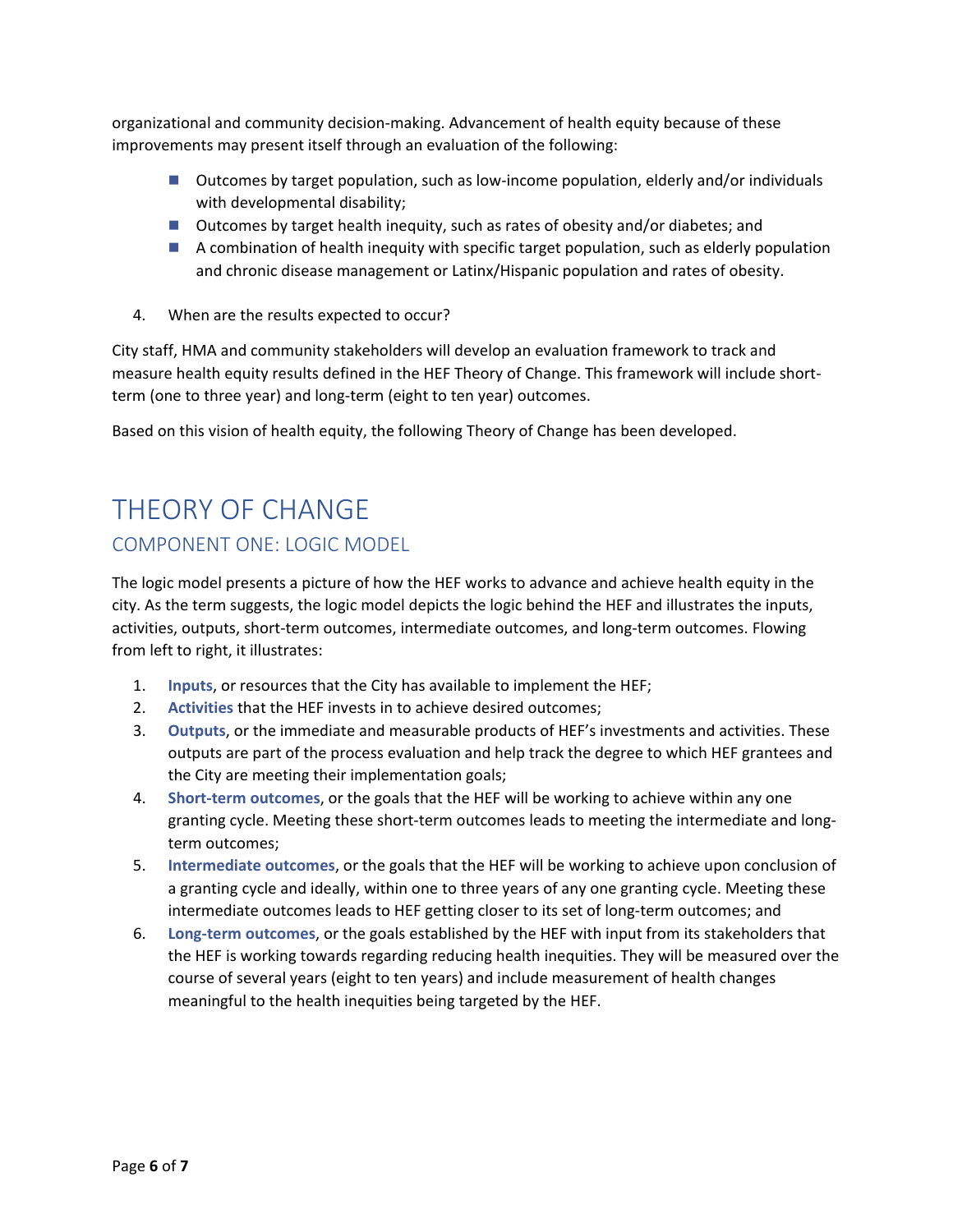organizational and community decision-making. Advancement of health equity because of these improvements may present itself through an evaluation of the following:

- Outcomes by target population, such as low-income population, elderly and/or individuals with developmental disability;
- Outcomes by target health inequity, such as rates of obesity and/or diabetes; and
- A combination of health inequity with specific target population, such as elderly population and chronic disease management or Latinx/Hispanic population and rates of obesity.

4. When are the results expected to occur?

City staff, HMA and community stakeholders will develop an evaluation framework to track and measure health equity results defined in the HEF Theory of Change. This framework will include short-term (one to three year) and long-term (eight to ten year) outcomes.

Based on this vision of health equity, the following Theory of Change has been developed.

# THEORY OF CHANGE

## COMPONENT ONE: LOGIC MODEL

The logic model presents a picture of how the HEF works to advance and achieve health equity in the city. As the term suggests, the logic model depicts the logic behind the HEF and illustrates the inputs, activities, outputs, short-term outcomes, intermediate outcomes, and long-term outcomes. Flowing from left to right, it illustrates:

1. **Inputs**, or resources that the City has available to implement the HEF;
2. **Activities** that the HEF invests in to achieve desired outcomes;
3. **Outputs**, or the immediate and measurable products of HEF's investments and activities. These outputs are part of the process evaluation and help track the degree to which HEF grantees and the City are meeting their implementation goals;
4. **Short-term outcomes**, or the goals that the HEF will be working to achieve within any one granting cycle. Meeting these short-term outcomes leads to meeting the intermediate and long-term outcomes;
5. **Intermediate outcomes**, or the goals that the HEF will be working to achieve upon conclusion of a granting cycle and ideally, within one to three years of any one granting cycle. Meeting these intermediate outcomes leads to HEF getting closer to its set of long-term outcomes; and
6. **Long-term outcomes**, or the goals established by the HEF with input from its stakeholders that the HEF is working towards regarding reducing health inequities. They will be measured over the course of several years (eight to ten years) and include measurement of health changes meaningful to the health inequities being targeted by the HEF.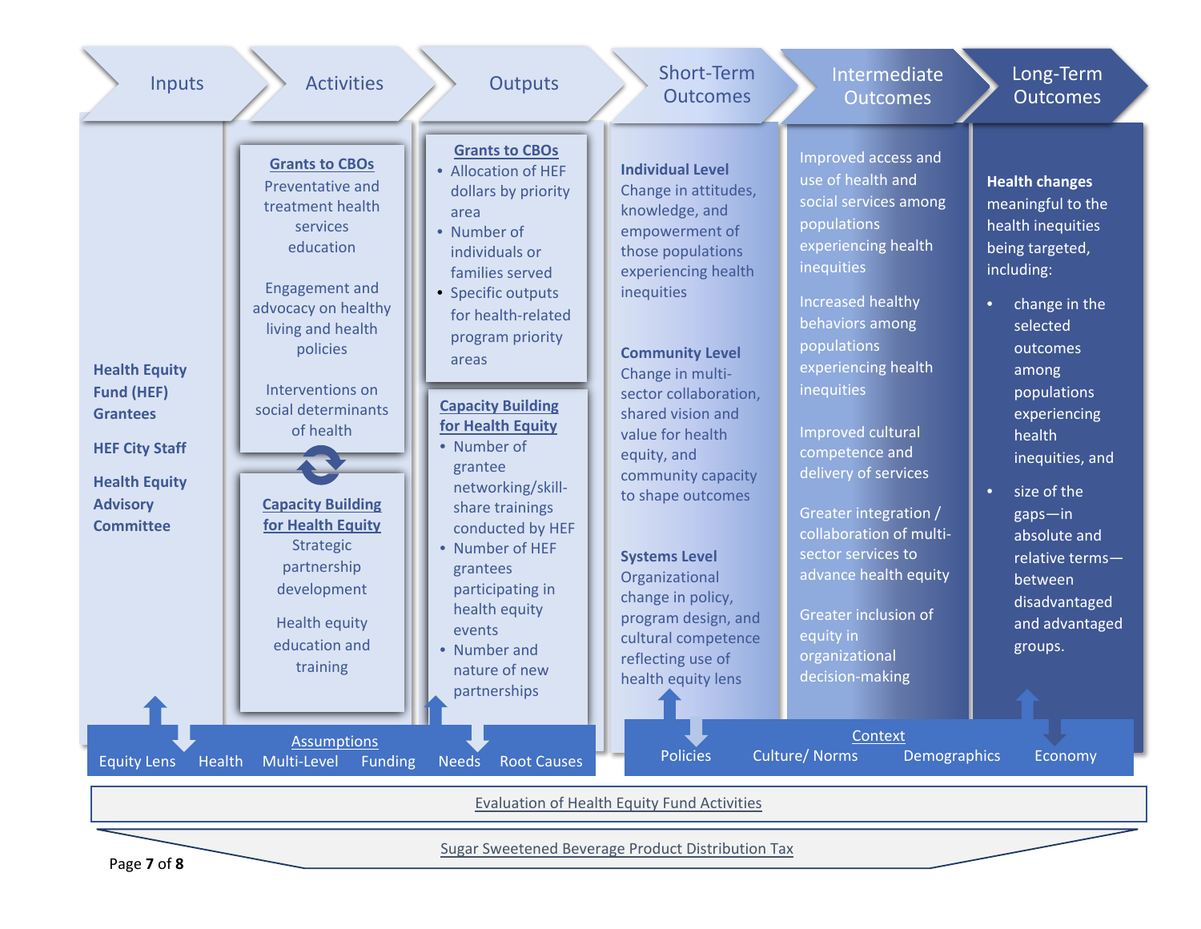## Inputs

**Health Equity Fund (HEF) Grantees**

**HEF City Staff**

**Health Equity Advisory Committee**

## Activities

**Grants to CBOs**

Preventative and treatment health services education

Engagement and advocacy on healthy living and health policies

Interventions on social determinants of health

**Capacity Building for Health Equity**

Strategic partnership development

Health equity education and training

## Outputs

**Grants to CBOs**

- Allocation of HEF dollars by priority area
- Number of individuals or families served
- Specific outputs for health-related program priority areas

**Capacity Building for Health Equity**

- Number of grantee networking/skill-share trainings conducted by HEF
- Number of HEF grantees participating in health equity events
- Number and nature of new partnerships

## Short-Term Outcomes

**Individual Level**
Change in attitudes, knowledge, and empowerment of those populations experiencing health inequities

**Community Level**
Change in multi-sector collaboration, shared vision and value for health equity, and community capacity to shape outcomes

**Systems Level**
Organizational change in policy, program design, and cultural competence reflecting use of health equity lens

## Intermediate Outcomes

Improved access and use of health and social services among populations experiencing health inequities

Increased healthy behaviors among populations experiencing health inequities

Improved cultural competence and delivery of services

Greater integration / collaboration of multi-sector services to advance health equity

Greater inclusion of equity in organizational decision-making

## Long-Term Outcomes

**Health changes** meaningful to the health inequities being targeted, including:

- change in the selected outcomes among populations experiencing health inequities, and
- size of the gaps—in absolute and relative terms—between disadvantaged and advantaged groups.

**Assumptions**

Equity Lens | Health | Multi-Level | Funding | Needs | Root Causes

**Context**

Policies | Culture/ Norms | Demographics | Economy

**Evaluation of Health Equity Fund Activities**

**Sugar Sweetened Beverage Product Distribution Tax**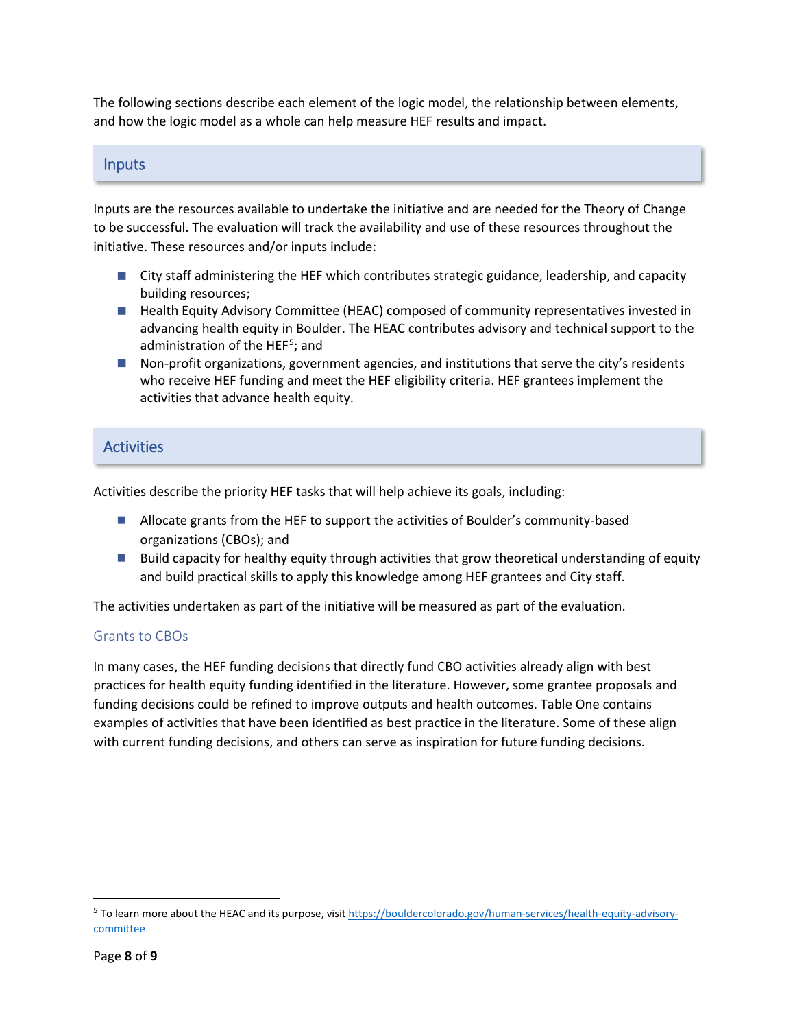The following sections describe each element of the logic model, the relationship between elements, and how the logic model as a whole can help measure HEF results and impact.

## Inputs

Inputs are the resources available to undertake the initiative and are needed for the Theory of Change to be successful. The evaluation will track the availability and use of these resources throughout the initiative. These resources and/or inputs include:

- City staff administering the HEF which contributes strategic guidance, leadership, and capacity building resources;
- Health Equity Advisory Committee (HEAC) composed of community representatives invested in advancing health equity in Boulder. The HEAC contributes advisory and technical support to the administration of the HEF[5]; and
- Non-profit organizations, government agencies, and institutions that serve the city's residents who receive HEF funding and meet the HEF eligibility criteria. HEF grantees implement the activities that advance health equity.

## Activities

Activities describe the priority HEF tasks that will help achieve its goals, including:

- Allocate grants from the HEF to support the activities of Boulder's community-based organizations (CBOs); and
- Build capacity for healthy equity through activities that grow theoretical understanding of equity and build practical skills to apply this knowledge among HEF grantees and City staff.

The activities undertaken as part of the initiative will be measured as part of the evaluation.

### Grants to CBOs

In many cases, the HEF funding decisions that directly fund CBO activities already align with best practices for health equity funding identified in the literature. However, some grantee proposals and funding decisions could be refined to improve outputs and health outcomes. Table One contains examples of activities that have been identified as best practice in the literature. Some of these align with current funding decisions, and others can serve as inspiration for future funding decisions.

---

[5] To learn more about the HEAC and its purpose, visit https://bouldercolorado.gov/human-services/health-equity-advisory-committee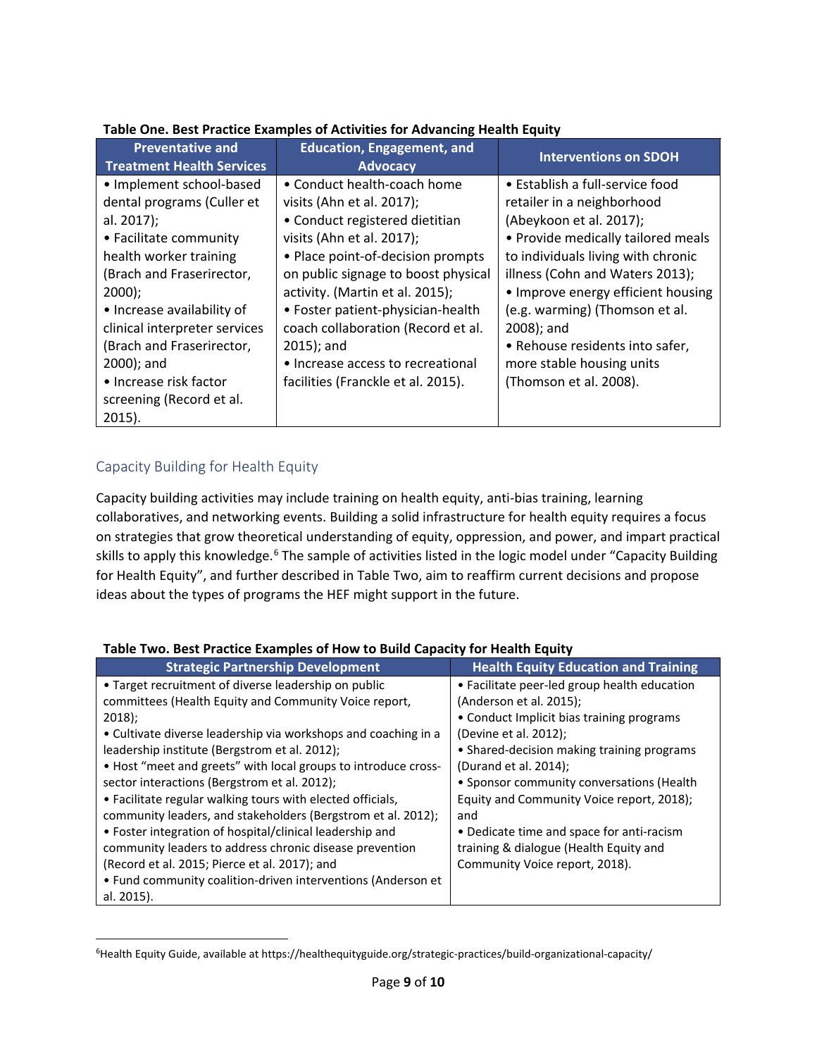**Table One. Best Practice Examples of Activities for Advancing Health Equity**

| Preventative and Treatment Health Services | Education, Engagement, and Advocacy | Interventions on SDOH |
|---|---|---|
| • Implement school-based dental programs (Culler et al. 2017);<br>• Facilitate community health worker training (Brach and Fraserirector, 2000);<br>• Increase availability of clinical interpreter services (Brach and Fraserirector, 2000); and<br>• Increase risk factor screening (Record et al. 2015). | • Conduct health-coach home visits (Ahn et al. 2017);<br>• Conduct registered dietitian visits (Ahn et al. 2017);<br>• Place point-of-decision prompts on public signage to boost physical activity. (Martin et al. 2015);<br>• Foster patient-physician-health coach collaboration (Record et al. 2015); and<br>• Increase access to recreational facilities (Franckle et al. 2015). | • Establish a full-service food retailer in a neighborhood (Abeykoon et al. 2017);<br>• Provide medically tailored meals to individuals living with chronic illness (Cohn and Waters 2013);<br>• Improve energy efficient housing (e.g. warming) (Thomson et al. 2008); and<br>• Rehouse residents into safer, more stable housing units (Thomson et al. 2008). |

## Capacity Building for Health Equity

Capacity building activities may include training on health equity, anti-bias training, learning collaboratives, and networking events. Building a solid infrastructure for health equity requires a focus on strategies that grow theoretical understanding of equity, oppression, and power, and impart practical skills to apply this knowledge.[6] The sample of activities listed in the logic model under "Capacity Building for Health Equity", and further described in Table Two, aim to reaffirm current decisions and propose ideas about the types of programs the HEF might support in the future.

**Table Two. Best Practice Examples of How to Build Capacity for Health Equity**

| Strategic Partnership Development | Health Equity Education and Training |
|---|---|
| • Target recruitment of diverse leadership on public committees (Health Equity and Community Voice report, 2018);<br>• Cultivate diverse leadership via workshops and coaching in a leadership institute (Bergstrom et al. 2012);<br>• Host "meet and greets" with local groups to introduce cross-sector interactions (Bergstrom et al. 2012);<br>• Facilitate regular walking tours with elected officials, community leaders, and stakeholders (Bergstrom et al. 2012);<br>• Foster integration of hospital/clinical leadership and community leaders to address chronic disease prevention (Record et al. 2015; Pierce et al. 2017); and<br>• Fund community coalition-driven interventions (Anderson et al. 2015). | • Facilitate peer-led group health education (Anderson et al. 2015);<br>• Conduct Implicit bias training programs (Devine et al. 2012);<br>• Shared-decision making training programs (Durand et al. 2014);<br>• Sponsor community conversations (Health Equity and Community Voice report, 2018); and<br>• Dedicate time and space for anti-racism training & dialogue (Health Equity and Community Voice report, 2018). |

[6] Health Equity Guide, available at https://healthequityguide.org/strategic-practices/build-organizational-capacity/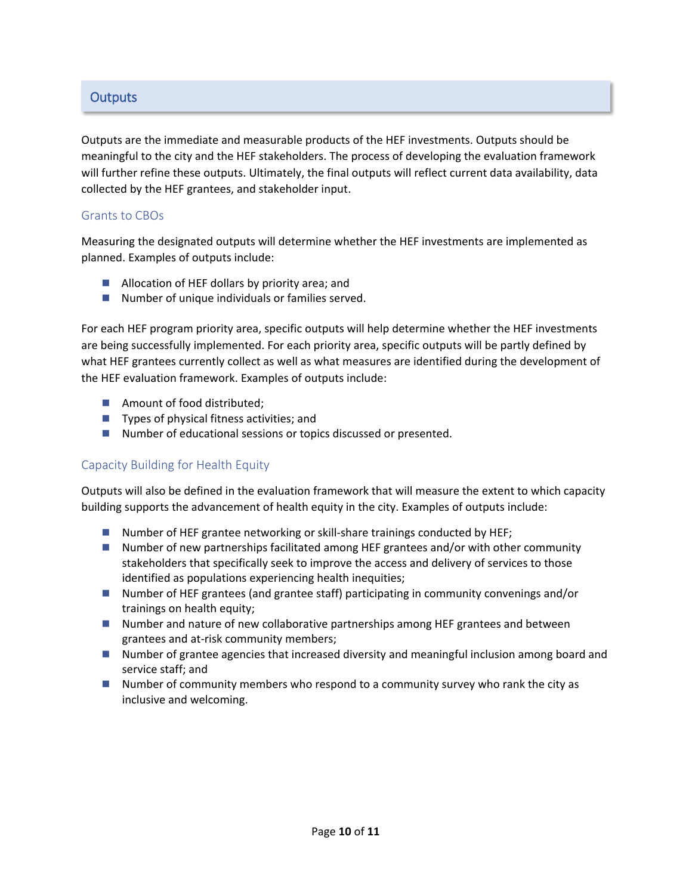## Outputs

Outputs are the immediate and measurable products of the HEF investments. Outputs should be meaningful to the city and the HEF stakeholders. The process of developing the evaluation framework will further refine these outputs. Ultimately, the final outputs will reflect current data availability, data collected by the HEF grantees, and stakeholder input.

### Grants to CBOs

Measuring the designated outputs will determine whether the HEF investments are implemented as planned. Examples of outputs include:

- Allocation of HEF dollars by priority area; and
- Number of unique individuals or families served.

For each HEF program priority area, specific outputs will help determine whether the HEF investments are being successfully implemented. For each priority area, specific outputs will be partly defined by what HEF grantees currently collect as well as what measures are identified during the development of the HEF evaluation framework. Examples of outputs include:

- Amount of food distributed;
- Types of physical fitness activities; and
- Number of educational sessions or topics discussed or presented.

### Capacity Building for Health Equity

Outputs will also be defined in the evaluation framework that will measure the extent to which capacity building supports the advancement of health equity in the city. Examples of outputs include:

- Number of HEF grantee networking or skill-share trainings conducted by HEF;
- Number of new partnerships facilitated among HEF grantees and/or with other community stakeholders that specifically seek to improve the access and delivery of services to those identified as populations experiencing health inequities;
- Number of HEF grantees (and grantee staff) participating in community convenings and/or trainings on health equity;
- Number and nature of new collaborative partnerships among HEF grantees and between grantees and at-risk community members;
- Number of grantee agencies that increased diversity and meaningful inclusion among board and service staff; and
- Number of community members who respond to a community survey who rank the city as inclusive and welcoming.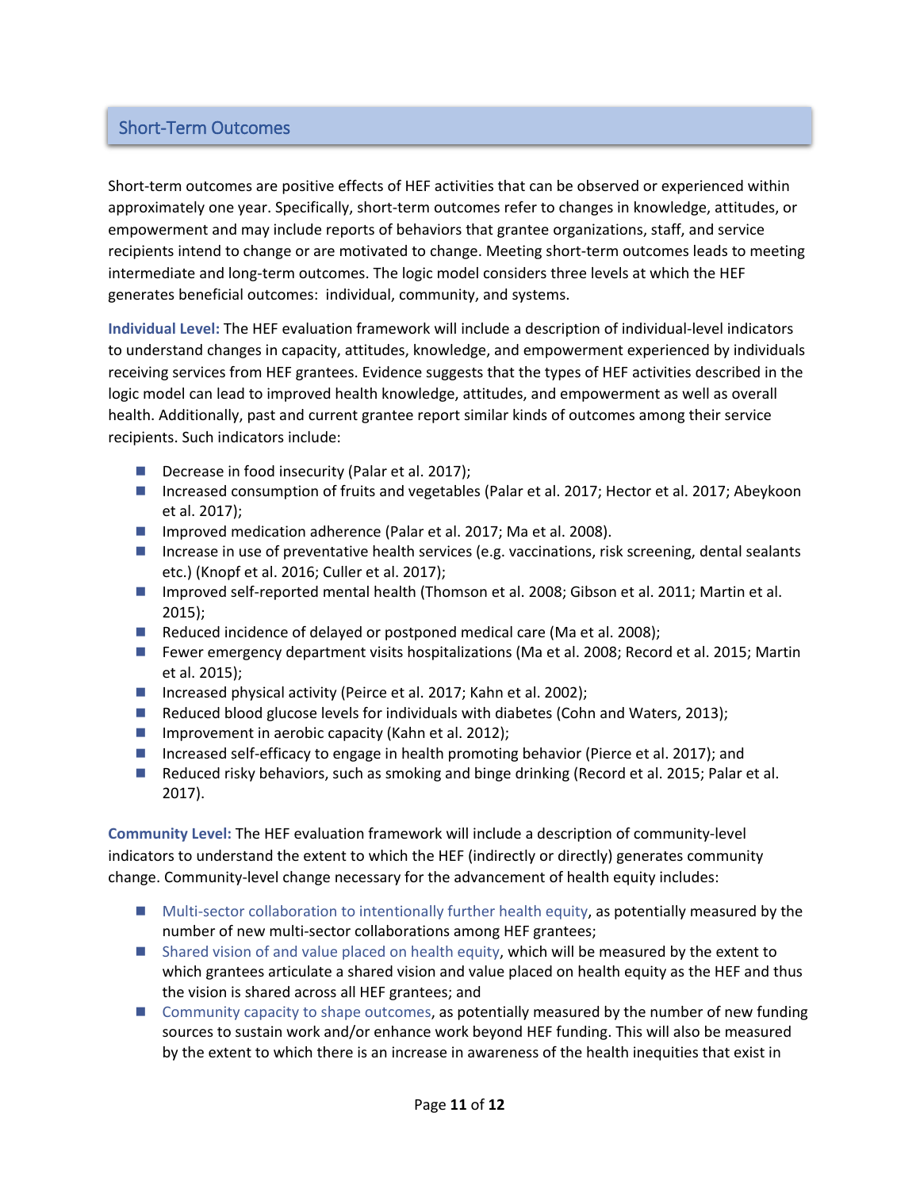## Short-Term Outcomes

Short-term outcomes are positive effects of HEF activities that can be observed or experienced within approximately one year. Specifically, short-term outcomes refer to changes in knowledge, attitudes, or empowerment and may include reports of behaviors that grantee organizations, staff, and service recipients intend to change or are motivated to change. Meeting short-term outcomes leads to meeting intermediate and long-term outcomes. The logic model considers three levels at which the HEF generates beneficial outcomes: individual, community, and systems.

**Individual Level:** The HEF evaluation framework will include a description of individual-level indicators to understand changes in capacity, attitudes, knowledge, and empowerment experienced by individuals receiving services from HEF grantees. Evidence suggests that the types of HEF activities described in the logic model can lead to improved health knowledge, attitudes, and empowerment as well as overall health. Additionally, past and current grantee report similar kinds of outcomes among their service recipients. Such indicators include:

- Decrease in food insecurity (Palar et al. 2017);
- Increased consumption of fruits and vegetables (Palar et al. 2017; Hector et al. 2017; Abeykoon et al. 2017);
- Improved medication adherence (Palar et al. 2017; Ma et al. 2008).
- Increase in use of preventative health services (e.g. vaccinations, risk screening, dental sealants etc.) (Knopf et al. 2016; Culler et al. 2017);
- Improved self-reported mental health (Thomson et al. 2008; Gibson et al. 2011; Martin et al. 2015);
- Reduced incidence of delayed or postponed medical care (Ma et al. 2008);
- Fewer emergency department visits hospitalizations (Ma et al. 2008; Record et al. 2015; Martin et al. 2015);
- Increased physical activity (Peirce et al. 2017; Kahn et al. 2002);
- Reduced blood glucose levels for individuals with diabetes (Cohn and Waters, 2013);
- Improvement in aerobic capacity (Kahn et al. 2012);
- Increased self-efficacy to engage in health promoting behavior (Pierce et al. 2017); and
- Reduced risky behaviors, such as smoking and binge drinking (Record et al. 2015; Palar et al. 2017).

**Community Level:** The HEF evaluation framework will include a description of community-level indicators to understand the extent to which the HEF (indirectly or directly) generates community change. Community-level change necessary for the advancement of health equity includes:

- Multi-sector collaboration to intentionally further health equity, as potentially measured by the number of new multi-sector collaborations among HEF grantees;
- Shared vision of and value placed on health equity, which will be measured by the extent to which grantees articulate a shared vision and value placed on health equity as the HEF and thus the vision is shared across all HEF grantees; and
- Community capacity to shape outcomes, as potentially measured by the number of new funding sources to sustain work and/or enhance work beyond HEF funding. This will also be measured by the extent to which there is an increase in awareness of the health inequities that exist in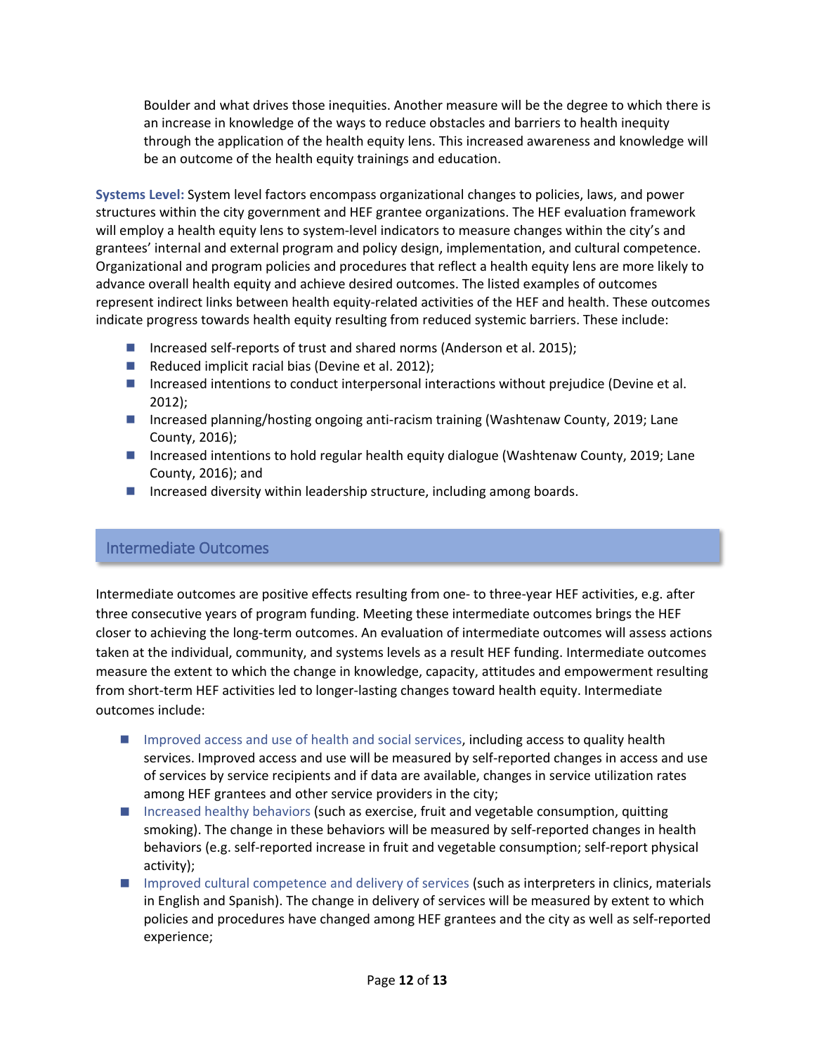Boulder and what drives those inequities. Another measure will be the degree to which there is an increase in knowledge of the ways to reduce obstacles and barriers to health inequity through the application of the health equity lens. This increased awareness and knowledge will be an outcome of the health equity trainings and education.

**Systems Level:** System level factors encompass organizational changes to policies, laws, and power structures within the city government and HEF grantee organizations. The HEF evaluation framework will employ a health equity lens to system-level indicators to measure changes within the city's and grantees' internal and external program and policy design, implementation, and cultural competence. Organizational and program policies and procedures that reflect a health equity lens are more likely to advance overall health equity and achieve desired outcomes. The listed examples of outcomes represent indirect links between health equity-related activities of the HEF and health. These outcomes indicate progress towards health equity resulting from reduced systemic barriers. These include:

- Increased self-reports of trust and shared norms (Anderson et al. 2015);
- Reduced implicit racial bias (Devine et al. 2012);
- Increased intentions to conduct interpersonal interactions without prejudice (Devine et al. 2012);
- Increased planning/hosting ongoing anti-racism training (Washtenaw County, 2019; Lane County, 2016);
- Increased intentions to hold regular health equity dialogue (Washtenaw County, 2019; Lane County, 2016); and
- Increased diversity within leadership structure, including among boards.

## Intermediate Outcomes

Intermediate outcomes are positive effects resulting from one- to three-year HEF activities, e.g. after three consecutive years of program funding. Meeting these intermediate outcomes brings the HEF closer to achieving the long-term outcomes. An evaluation of intermediate outcomes will assess actions taken at the individual, community, and systems levels as a result HEF funding. Intermediate outcomes measure the extent to which the change in knowledge, capacity, attitudes and empowerment resulting from short-term HEF activities led to longer-lasting changes toward health equity. Intermediate outcomes include:

- Improved access and use of health and social services, including access to quality health services. Improved access and use will be measured by self-reported changes in access and use of services by service recipients and if data are available, changes in service utilization rates among HEF grantees and other service providers in the city;
- Increased healthy behaviors (such as exercise, fruit and vegetable consumption, quitting smoking). The change in these behaviors will be measured by self-reported changes in health behaviors (e.g. self-reported increase in fruit and vegetable consumption; self-report physical activity);
- Improved cultural competence and delivery of services (such as interpreters in clinics, materials in English and Spanish). The change in delivery of services will be measured by extent to which policies and procedures have changed among HEF grantees and the city as well as self-reported experience;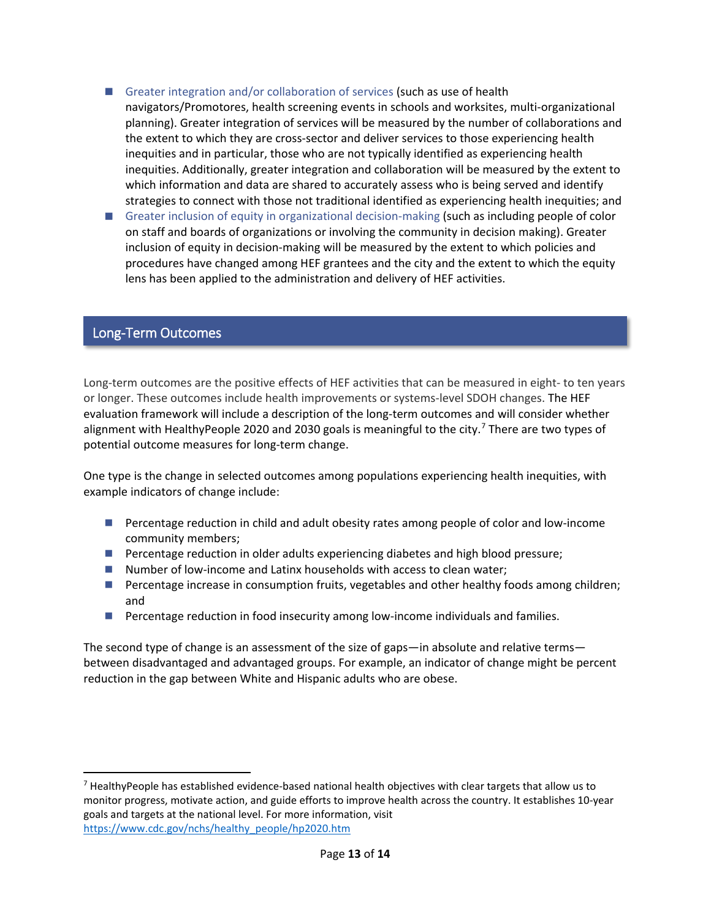- Greater integration and/or collaboration of services (such as use of health navigators/Promotores, health screening events in schools and worksites, multi-organizational planning). Greater integration of services will be measured by the number of collaborations and the extent to which they are cross-sector and deliver services to those experiencing health inequities and in particular, those who are not typically identified as experiencing health inequities. Additionally, greater integration and collaboration will be measured by the extent to which information and data are shared to accurately assess who is being served and identify strategies to connect with those not traditional identified as experiencing health inequities; and
- Greater inclusion of equity in organizational decision-making (such as including people of color on staff and boards of organizations or involving the community in decision making). Greater inclusion of equity in decision-making will be measured by the extent to which policies and procedures have changed among HEF grantees and the city and the extent to which the equity lens has been applied to the administration and delivery of HEF activities.

## Long-Term Outcomes

Long-term outcomes are the positive effects of HEF activities that can be measured in eight- to ten years or longer. These outcomes include health improvements or systems-level SDOH changes. The HEF evaluation framework will include a description of the long-term outcomes and will consider whether alignment with HealthyPeople 2020 and 2030 goals is meaningful to the city.[7] There are two types of potential outcome measures for long-term change.

One type is the change in selected outcomes among populations experiencing health inequities, with example indicators of change include:

- Percentage reduction in child and adult obesity rates among people of color and low-income community members;
- Percentage reduction in older adults experiencing diabetes and high blood pressure;
- Number of low-income and Latinx households with access to clean water;
- Percentage increase in consumption fruits, vegetables and other healthy foods among children; and
- Percentage reduction in food insecurity among low-income individuals and families.

The second type of change is an assessment of the size of gaps—in absolute and relative terms—between disadvantaged and advantaged groups. For example, an indicator of change might be percent reduction in the gap between White and Hispanic adults who are obese.

---

[7] HealthyPeople has established evidence-based national health objectives with clear targets that allow us to monitor progress, motivate action, and guide efforts to improve health across the country. It establishes 10-year goals and targets at the national level. For more information, visit https://www.cdc.gov/nchs/healthy_people/hp2020.htm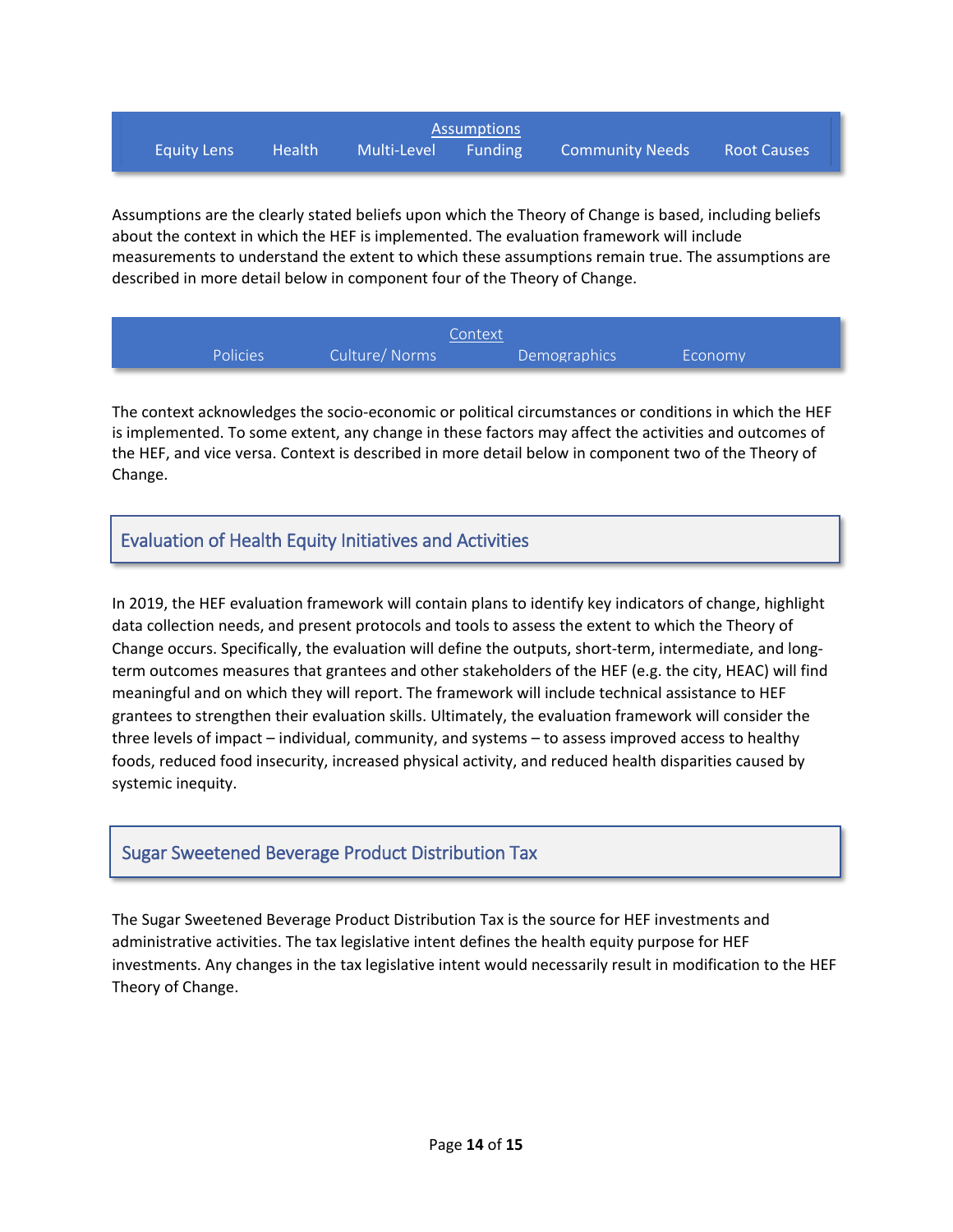**Assumptions**

Equity Lens | Health | Multi-Level | Funding | Community Needs | Root Causes

Assumptions are the clearly stated beliefs upon which the Theory of Change is based, including beliefs about the context in which the HEF is implemented. The evaluation framework will include measurements to understand the extent to which these assumptions remain true. The assumptions are described in more detail below in component four of the Theory of Change.

**Context**

Policies | Culture/ Norms | Demographics | Economy

The context acknowledges the socio-economic or political circumstances or conditions in which the HEF is implemented. To some extent, any change in these factors may affect the activities and outcomes of the HEF, and vice versa. Context is described in more detail below in component two of the Theory of Change.

## Evaluation of Health Equity Initiatives and Activities

In 2019, the HEF evaluation framework will contain plans to identify key indicators of change, highlight data collection needs, and present protocols and tools to assess the extent to which the Theory of Change occurs. Specifically, the evaluation will define the outputs, short-term, intermediate, and long-term outcomes measures that grantees and other stakeholders of the HEF (e.g. the city, HEAC) will find meaningful and on which they will report. The framework will include technical assistance to HEF grantees to strengthen their evaluation skills. Ultimately, the evaluation framework will consider the three levels of impact – individual, community, and systems – to assess improved access to healthy foods, reduced food insecurity, increased physical activity, and reduced health disparities caused by systemic inequity.

## Sugar Sweetened Beverage Product Distribution Tax

The Sugar Sweetened Beverage Product Distribution Tax is the source for HEF investments and administrative activities. The tax legislative intent defines the health equity purpose for HEF investments. Any changes in the tax legislative intent would necessarily result in modification to the HEF Theory of Change.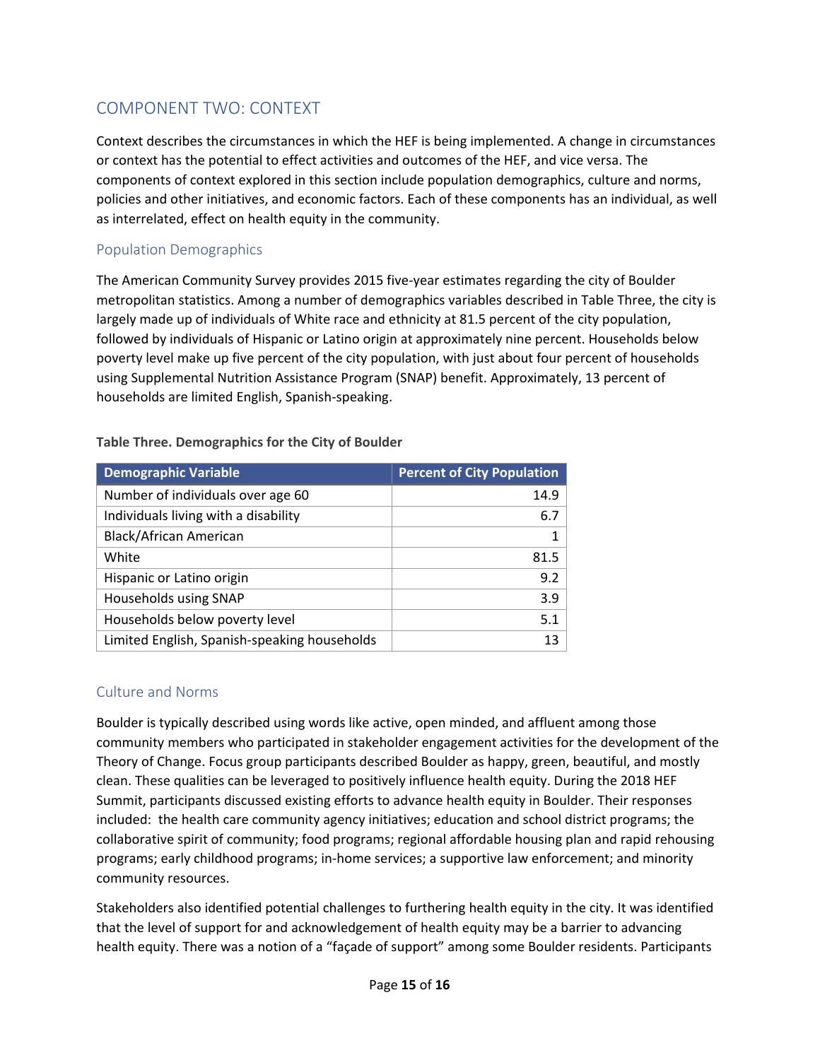## COMPONENT TWO: CONTEXT

Context describes the circumstances in which the HEF is being implemented. A change in circumstances or context has the potential to effect activities and outcomes of the HEF, and vice versa. The components of context explored in this section include population demographics, culture and norms, policies and other initiatives, and economic factors. Each of these components has an individual, as well as interrelated, effect on health equity in the community.

### Population Demographics

The American Community Survey provides 2015 five-year estimates regarding the city of Boulder metropolitan statistics. Among a number of demographics variables described in Table Three, the city is largely made up of individuals of White race and ethnicity at 81.5 percent of the city population, followed by individuals of Hispanic or Latino origin at approximately nine percent. Households below poverty level make up five percent of the city population, with just about four percent of households using Supplemental Nutrition Assistance Program (SNAP) benefit. Approximately, 13 percent of households are limited English, Spanish-speaking.

**Table Three. Demographics for the City of Boulder**

| Demographic Variable | Percent of City Population |
|---|---|
| Number of individuals over age 60 | 14.9 |
| Individuals living with a disability | 6.7 |
| Black/African American | 1 |
| White | 81.5 |
| Hispanic or Latino origin | 9.2 |
| Households using SNAP | 3.9 |
| Households below poverty level | 5.1 |
| Limited English, Spanish-speaking households | 13 |

### Culture and Norms

Boulder is typically described using words like active, open minded, and affluent among those community members who participated in stakeholder engagement activities for the development of the Theory of Change. Focus group participants described Boulder as happy, green, beautiful, and mostly clean. These qualities can be leveraged to positively influence health equity. During the 2018 HEF Summit, participants discussed existing efforts to advance health equity in Boulder. Their responses included: the health care community agency initiatives; education and school district programs; the collaborative spirit of community; food programs; regional affordable housing plan and rapid rehousing programs; early childhood programs; in-home services; a supportive law enforcement; and minority community resources.

Stakeholders also identified potential challenges to furthering health equity in the city. It was identified that the level of support for and acknowledgement of health equity may be a barrier to advancing health equity. There was a notion of a "façade of support" among some Boulder residents. Participants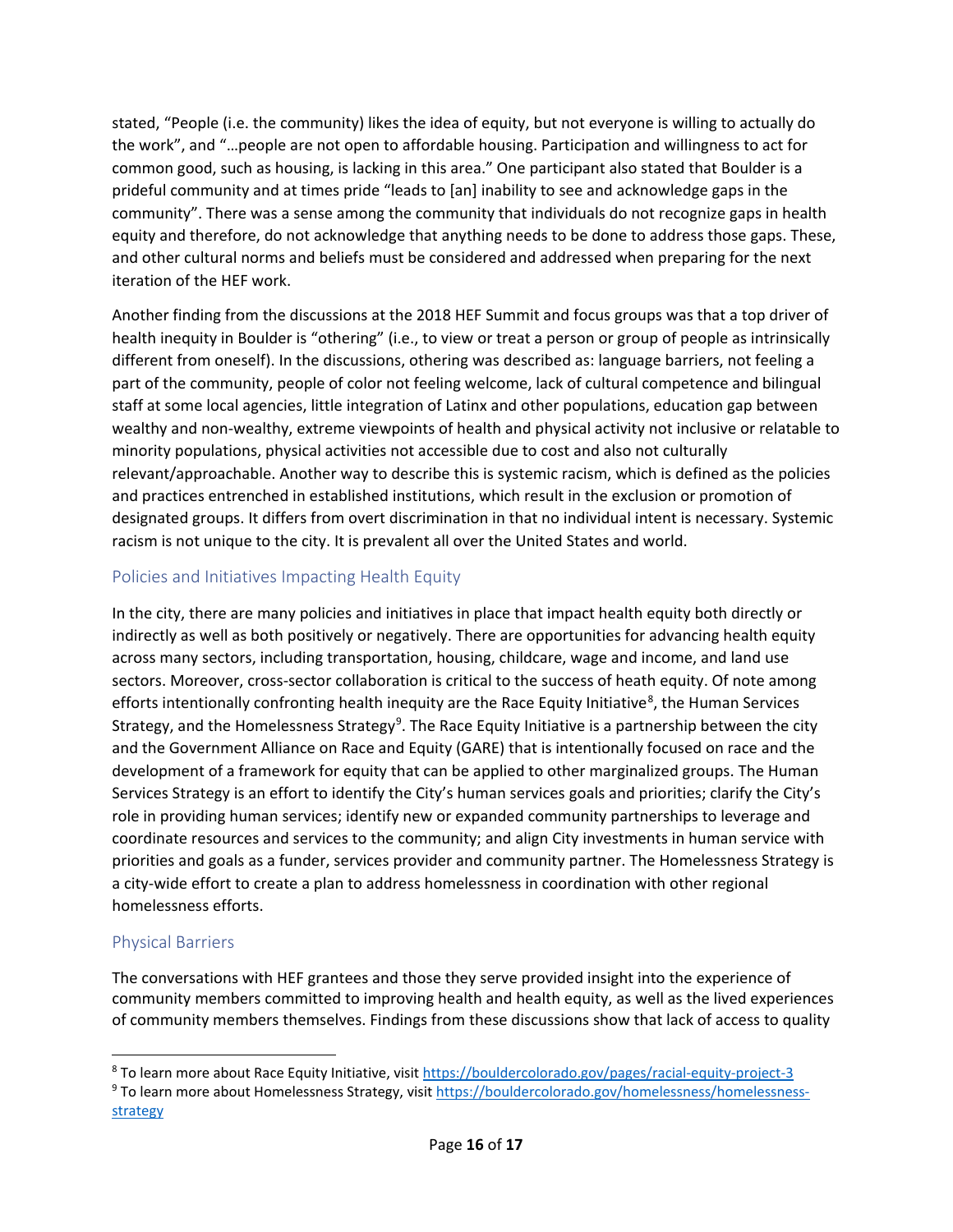stated, "People (i.e. the community) likes the idea of equity, but not everyone is willing to actually do the work", and "…people are not open to affordable housing. Participation and willingness to act for common good, such as housing, is lacking in this area." One participant also stated that Boulder is a prideful community and at times pride "leads to [an] inability to see and acknowledge gaps in the community". There was a sense among the community that individuals do not recognize gaps in health equity and therefore, do not acknowledge that anything needs to be done to address those gaps. These, and other cultural norms and beliefs must be considered and addressed when preparing for the next iteration of the HEF work.

Another finding from the discussions at the 2018 HEF Summit and focus groups was that a top driver of health inequity in Boulder is "othering" (i.e., to view or treat a person or group of people as intrinsically different from oneself). In the discussions, othering was described as: language barriers, not feeling a part of the community, people of color not feeling welcome, lack of cultural competence and bilingual staff at some local agencies, little integration of Latinx and other populations, education gap between wealthy and non-wealthy, extreme viewpoints of health and physical activity not inclusive or relatable to minority populations, physical activities not accessible due to cost and also not culturally relevant/approachable. Another way to describe this is systemic racism, which is defined as the policies and practices entrenched in established institutions, which result in the exclusion or promotion of designated groups. It differs from overt discrimination in that no individual intent is necessary. Systemic racism is not unique to the city. It is prevalent all over the United States and world.

## Policies and Initiatives Impacting Health Equity

In the city, there are many policies and initiatives in place that impact health equity both directly or indirectly as well as both positively or negatively. There are opportunities for advancing health equity across many sectors, including transportation, housing, childcare, wage and income, and land use sectors. Moreover, cross-sector collaboration is critical to the success of heath equity. Of note among efforts intentionally confronting health inequity are the Race Equity Initiative[8], the Human Services Strategy, and the Homelessness Strategy[9]. The Race Equity Initiative is a partnership between the city and the Government Alliance on Race and Equity (GARE) that is intentionally focused on race and the development of a framework for equity that can be applied to other marginalized groups. The Human Services Strategy is an effort to identify the City's human services goals and priorities; clarify the City's role in providing human services; identify new or expanded community partnerships to leverage and coordinate resources and services to the community; and align City investments in human service with priorities and goals as a funder, services provider and community partner. The Homelessness Strategy is a city-wide effort to create a plan to address homelessness in coordination with other regional homelessness efforts.

## Physical Barriers

The conversations with HEF grantees and those they serve provided insight into the experience of community members committed to improving health and health equity, as well as the lived experiences of community members themselves. Findings from these discussions show that lack of access to quality

[8] To learn more about Race Equity Initiative, visit https://bouldercolorado.gov/pages/racial-equity-project-3

[9] To learn more about Homelessness Strategy, visit https://bouldercolorado.gov/homelessness/homelessness-strategy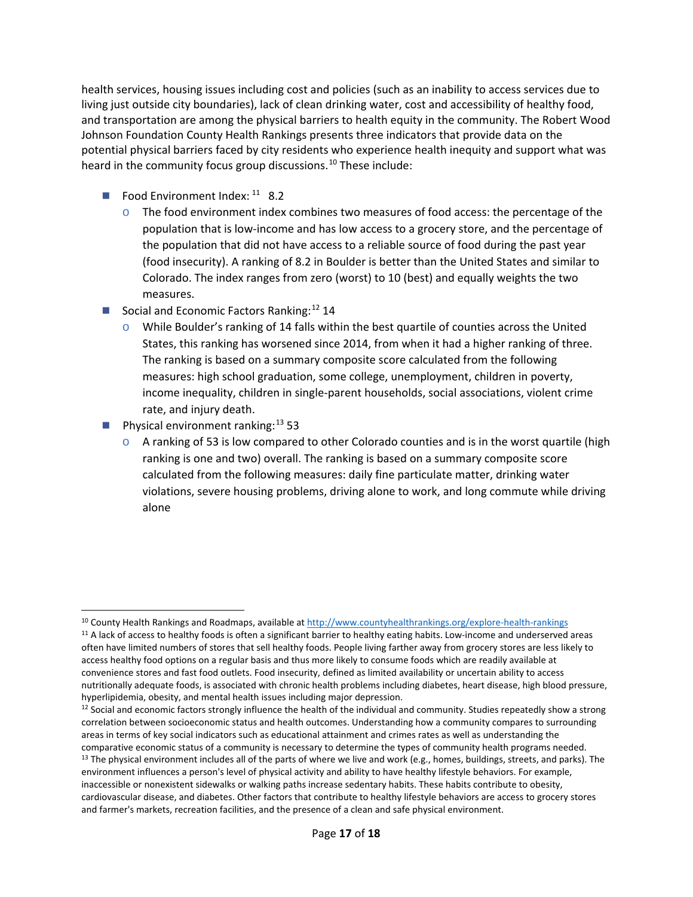health services, housing issues including cost and policies (such as an inability to access services due to living just outside city boundaries), lack of clean drinking water, cost and accessibility of healthy food, and transportation are among the physical barriers to health equity in the community. The Robert Wood Johnson Foundation County Health Rankings presents three indicators that provide data on the potential physical barriers faced by city residents who experience health inequity and support what was heard in the community focus group discussions.[10] These include:

- Food Environment Index:[11] 8.2
  - The food environment index combines two measures of food access: the percentage of the population that is low-income and has low access to a grocery store, and the percentage of the population that did not have access to a reliable source of food during the past year (food insecurity). A ranking of 8.2 in Boulder is better than the United States and similar to Colorado. The index ranges from zero (worst) to 10 (best) and equally weights the two measures.
- Social and Economic Factors Ranking:[12] 14
  - While Boulder's ranking of 14 falls within the best quartile of counties across the United States, this ranking has worsened since 2014, from when it had a higher ranking of three. The ranking is based on a summary composite score calculated from the following measures: high school graduation, some college, unemployment, children in poverty, income inequality, children in single-parent households, social associations, violent crime rate, and injury death.
- Physical environment ranking:[13] 53
  - A ranking of 53 is low compared to other Colorado counties and is in the worst quartile (high ranking is one and two) overall. The ranking is based on a summary composite score calculated from the following measures: daily fine particulate matter, drinking water violations, severe housing problems, driving alone to work, and long commute while driving alone

---

[10] County Health Rankings and Roadmaps, available at http://www.countyhealthrankings.org/explore-health-rankings

[11] A lack of access to healthy foods is often a significant barrier to healthy eating habits. Low-income and underserved areas often have limited numbers of stores that sell healthy foods. People living farther away from grocery stores are less likely to access healthy food options on a regular basis and thus more likely to consume foods which are readily available at convenience stores and fast food outlets. Food insecurity, defined as limited availability or uncertain ability to access nutritionally adequate foods, is associated with chronic health problems including diabetes, heart disease, high blood pressure, hyperlipidemia, obesity, and mental health issues including major depression.

[12] Social and economic factors strongly influence the health of the individual and community. Studies repeatedly show a strong correlation between socioeconomic status and health outcomes. Understanding how a community compares to surrounding areas in terms of key social indicators such as educational attainment and crimes rates as well as understanding the comparative economic status of a community is necessary to determine the types of community health programs needed.

[13] The physical environment includes all of the parts of where we live and work (e.g., homes, buildings, streets, and parks). The environment influences a person's level of physical activity and ability to have healthy lifestyle behaviors. For example, inaccessible or nonexistent sidewalks or walking paths increase sedentary habits. These habits contribute to obesity, cardiovascular disease, and diabetes. Other factors that contribute to healthy lifestyle behaviors are access to grocery stores and farmer's markets, recreation facilities, and the presence of a clean and safe physical environment.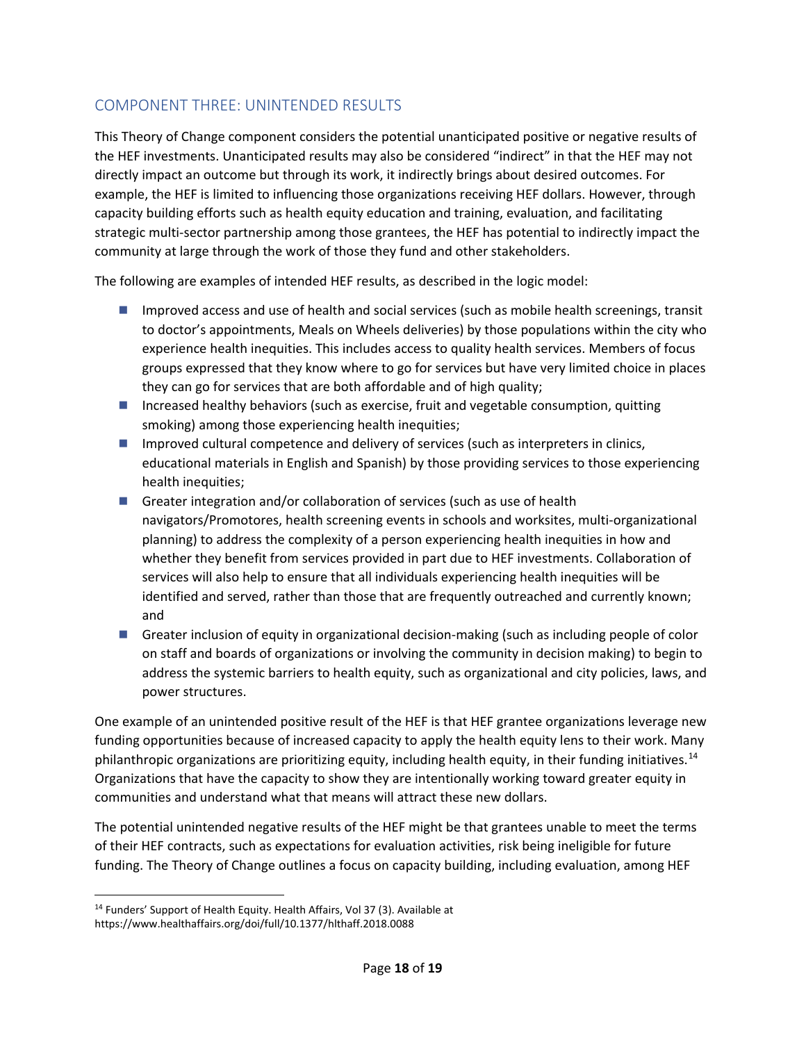## COMPONENT THREE: UNINTENDED RESULTS

This Theory of Change component considers the potential unanticipated positive or negative results of the HEF investments. Unanticipated results may also be considered "indirect" in that the HEF may not directly impact an outcome but through its work, it indirectly brings about desired outcomes. For example, the HEF is limited to influencing those organizations receiving HEF dollars. However, through capacity building efforts such as health equity education and training, evaluation, and facilitating strategic multi-sector partnership among those grantees, the HEF has potential to indirectly impact the community at large through the work of those they fund and other stakeholders.

The following are examples of intended HEF results, as described in the logic model:

- Improved access and use of health and social services (such as mobile health screenings, transit to doctor's appointments, Meals on Wheels deliveries) by those populations within the city who experience health inequities. This includes access to quality health services. Members of focus groups expressed that they know where to go for services but have very limited choice in places they can go for services that are both affordable and of high quality;
- Increased healthy behaviors (such as exercise, fruit and vegetable consumption, quitting smoking) among those experiencing health inequities;
- Improved cultural competence and delivery of services (such as interpreters in clinics, educational materials in English and Spanish) by those providing services to those experiencing health inequities;
- Greater integration and/or collaboration of services (such as use of health navigators/Promotores, health screening events in schools and worksites, multi-organizational planning) to address the complexity of a person experiencing health inequities in how and whether they benefit from services provided in part due to HEF investments. Collaboration of services will also help to ensure that all individuals experiencing health inequities will be identified and served, rather than those that are frequently outreached and currently known; and
- Greater inclusion of equity in organizational decision-making (such as including people of color on staff and boards of organizations or involving the community in decision making) to begin to address the systemic barriers to health equity, such as organizational and city policies, laws, and power structures.

One example of an unintended positive result of the HEF is that HEF grantee organizations leverage new funding opportunities because of increased capacity to apply the health equity lens to their work. Many philanthropic organizations are prioritizing equity, including health equity, in their funding initiatives.[14] Organizations that have the capacity to show they are intentionally working toward greater equity in communities and understand what that means will attract these new dollars.

The potential unintended negative results of the HEF might be that grantees unable to meet the terms of their HEF contracts, such as expectations for evaluation activities, risk being ineligible for future funding. The Theory of Change outlines a focus on capacity building, including evaluation, among HEF

[14] Funders' Support of Health Equity. Health Affairs, Vol 37 (3). Available at https://www.healthaffairs.org/doi/full/10.1377/hlthaff.2018.0088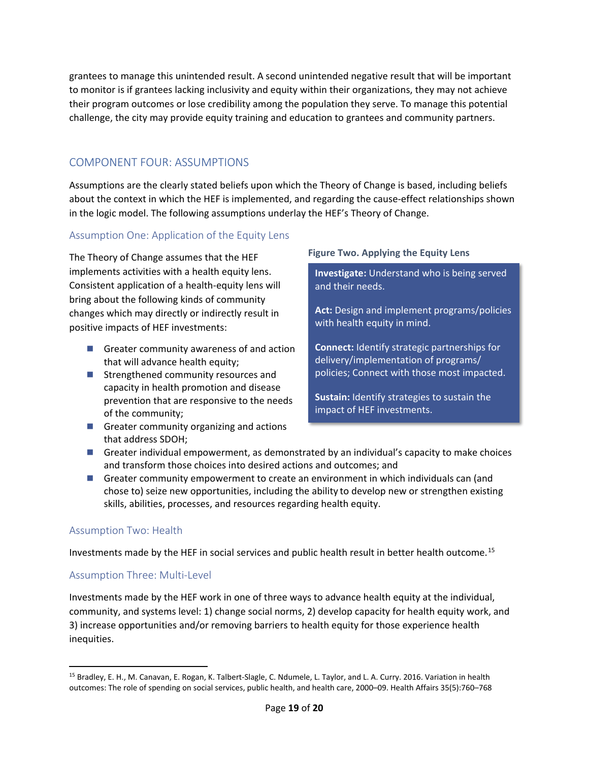grantees to manage this unintended result. A second unintended negative result that will be important to monitor is if grantees lacking inclusivity and equity within their organizations, they may not achieve their program outcomes or lose credibility among the population they serve. To manage this potential challenge, the city may provide equity training and education to grantees and community partners.

## COMPONENT FOUR: ASSUMPTIONS

Assumptions are the clearly stated beliefs upon which the Theory of Change is based, including beliefs about the context in which the HEF is implemented, and regarding the cause-effect relationships shown in the logic model. The following assumptions underlay the HEF's Theory of Change.

### Assumption One: Application of the Equity Lens

The Theory of Change assumes that the HEF implements activities with a health equity lens. Consistent application of a health-equity lens will bring about the following kinds of community changes which may directly or indirectly result in positive impacts of HEF investments:

- Greater community awareness of and action that will advance health equity;
- Strengthened community resources and capacity in health promotion and disease prevention that are responsive to the needs of the community;
- Greater community organizing and actions that address SDOH;
- Greater individual empowerment, as demonstrated by an individual's capacity to make choices and transform those choices into desired actions and outcomes; and
- Greater community empowerment to create an environment in which individuals can (and chose to) seize new opportunities, including the ability to develop new or strengthen existing skills, abilities, processes, and resources regarding health equity.

**Figure Two. Applying the Equity Lens**

**Investigate:** Understand who is being served and their needs.

**Act:** Design and implement programs/policies with health equity in mind.

**Connect:** Identify strategic partnerships for delivery/implementation of programs/ policies; Connect with those most impacted.

**Sustain:** Identify strategies to sustain the impact of HEF investments.

### Assumption Two: Health

Investments made by the HEF in social services and public health result in better health outcome.[15]

### Assumption Three: Multi-Level

Investments made by the HEF work in one of three ways to advance health equity at the individual, community, and systems level: 1) change social norms, 2) develop capacity for health equity work, and 3) increase opportunities and/or removing barriers to health equity for those experience health inequities.

---

[15] Bradley, E. H., M. Canavan, E. Rogan, K. Talbert-Slagle, C. Ndumele, L. Taylor, and L. A. Curry. 2016. Variation in health outcomes: The role of spending on social services, public health, and health care, 2000–09. Health Affairs 35(5):760–768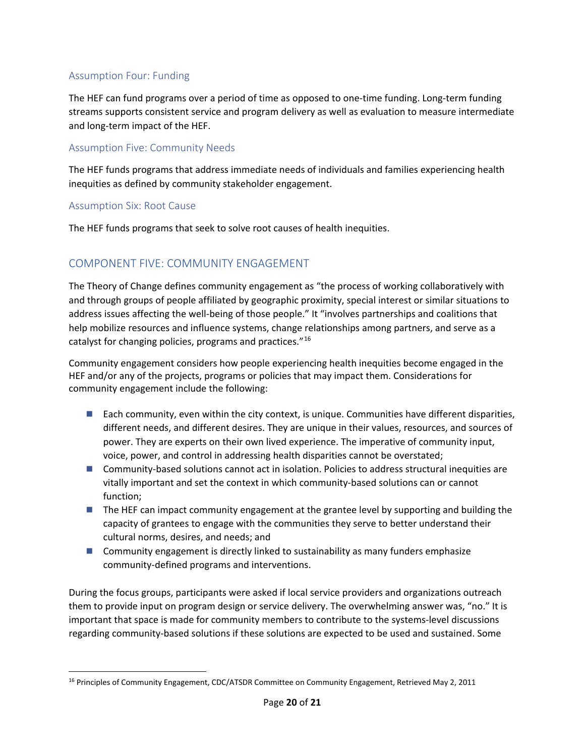### Assumption Four: Funding

The HEF can fund programs over a period of time as opposed to one-time funding. Long-term funding streams supports consistent service and program delivery as well as evaluation to measure intermediate and long-term impact of the HEF.

### Assumption Five: Community Needs

The HEF funds programs that address immediate needs of individuals and families experiencing health inequities as defined by community stakeholder engagement.

### Assumption Six: Root Cause

The HEF funds programs that seek to solve root causes of health inequities.

## COMPONENT FIVE: COMMUNITY ENGAGEMENT

The Theory of Change defines community engagement as "the process of working collaboratively with and through groups of people affiliated by geographic proximity, special interest or similar situations to address issues affecting the well-being of those people." It "involves partnerships and coalitions that help mobilize resources and influence systems, change relationships among partners, and serve as a catalyst for changing policies, programs and practices."[16]

Community engagement considers how people experiencing health inequities become engaged in the HEF and/or any of the projects, programs or policies that may impact them. Considerations for community engagement include the following:

- Each community, even within the city context, is unique. Communities have different disparities, different needs, and different desires. They are unique in their values, resources, and sources of power. They are experts on their own lived experience. The imperative of community input, voice, power, and control in addressing health disparities cannot be overstated;
- Community-based solutions cannot act in isolation. Policies to address structural inequities are vitally important and set the context in which community-based solutions can or cannot function;
- The HEF can impact community engagement at the grantee level by supporting and building the capacity of grantees to engage with the communities they serve to better understand their cultural norms, desires, and needs; and
- Community engagement is directly linked to sustainability as many funders emphasize community-defined programs and interventions.

During the focus groups, participants were asked if local service providers and organizations outreach them to provide input on program design or service delivery. The overwhelming answer was, "no." It is important that space is made for community members to contribute to the systems-level discussions regarding community-based solutions if these solutions are expected to be used and sustained. Some

---

[16] Principles of Community Engagement, CDC/ATSDR Committee on Community Engagement, Retrieved May 2, 2011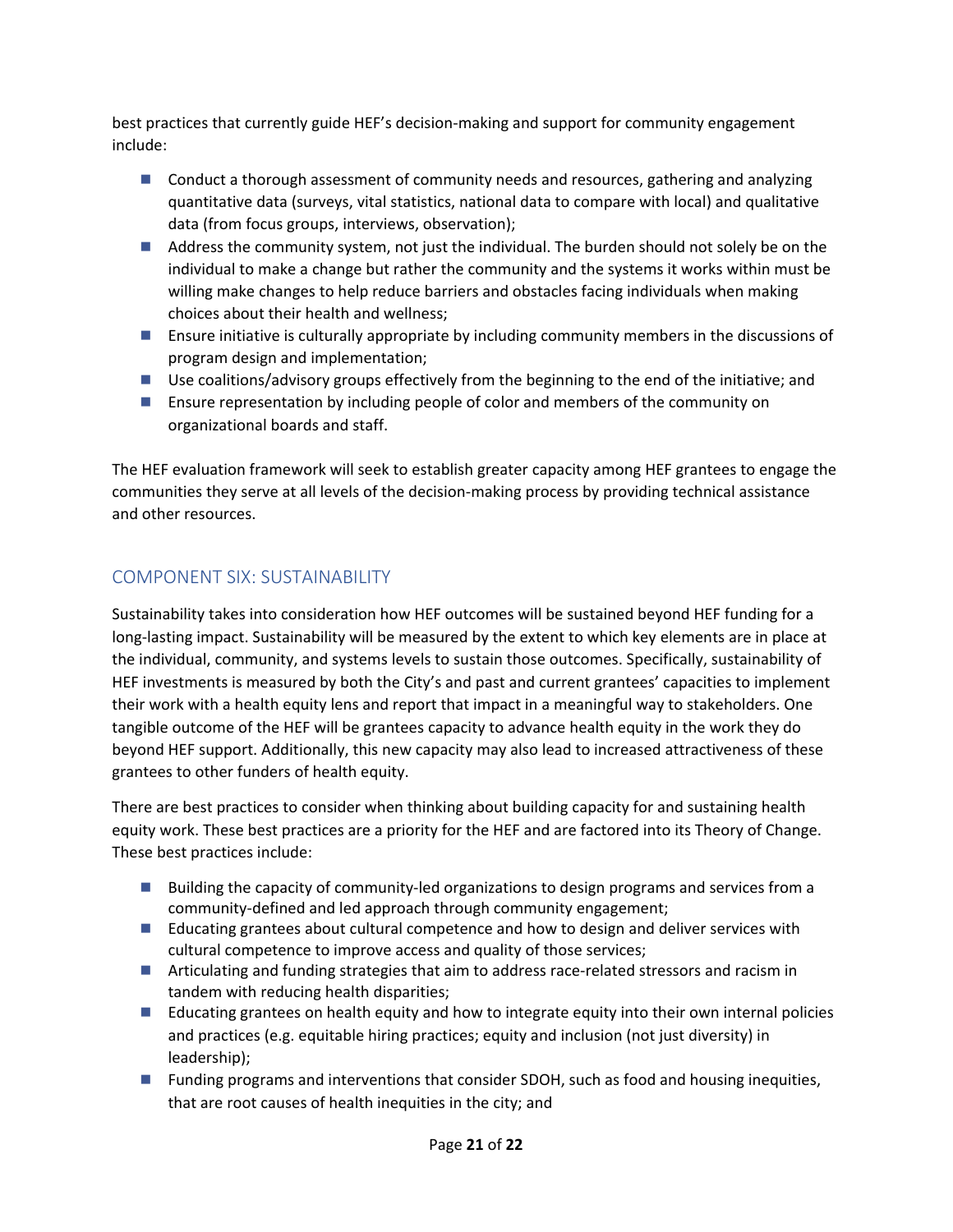best practices that currently guide HEF's decision-making and support for community engagement include:

- Conduct a thorough assessment of community needs and resources, gathering and analyzing quantitative data (surveys, vital statistics, national data to compare with local) and qualitative data (from focus groups, interviews, observation);
- Address the community system, not just the individual. The burden should not solely be on the individual to make a change but rather the community and the systems it works within must be willing make changes to help reduce barriers and obstacles facing individuals when making choices about their health and wellness;
- Ensure initiative is culturally appropriate by including community members in the discussions of program design and implementation;
- Use coalitions/advisory groups effectively from the beginning to the end of the initiative; and
- Ensure representation by including people of color and members of the community on organizational boards and staff.

The HEF evaluation framework will seek to establish greater capacity among HEF grantees to engage the communities they serve at all levels of the decision-making process by providing technical assistance and other resources.

## COMPONENT SIX: SUSTAINABILITY

Sustainability takes into consideration how HEF outcomes will be sustained beyond HEF funding for a long-lasting impact. Sustainability will be measured by the extent to which key elements are in place at the individual, community, and systems levels to sustain those outcomes. Specifically, sustainability of HEF investments is measured by both the City's and past and current grantees' capacities to implement their work with a health equity lens and report that impact in a meaningful way to stakeholders. One tangible outcome of the HEF will be grantees capacity to advance health equity in the work they do beyond HEF support. Additionally, this new capacity may also lead to increased attractiveness of these grantees to other funders of health equity.

There are best practices to consider when thinking about building capacity for and sustaining health equity work. These best practices are a priority for the HEF and are factored into its Theory of Change. These best practices include:

- Building the capacity of community-led organizations to design programs and services from a community-defined and led approach through community engagement;
- Educating grantees about cultural competence and how to design and deliver services with cultural competence to improve access and quality of those services;
- Articulating and funding strategies that aim to address race-related stressors and racism in tandem with reducing health disparities;
- Educating grantees on health equity and how to integrate equity into their own internal policies and practices (e.g. equitable hiring practices; equity and inclusion (not just diversity) in leadership);
- Funding programs and interventions that consider SDOH, such as food and housing inequities, that are root causes of health inequities in the city; and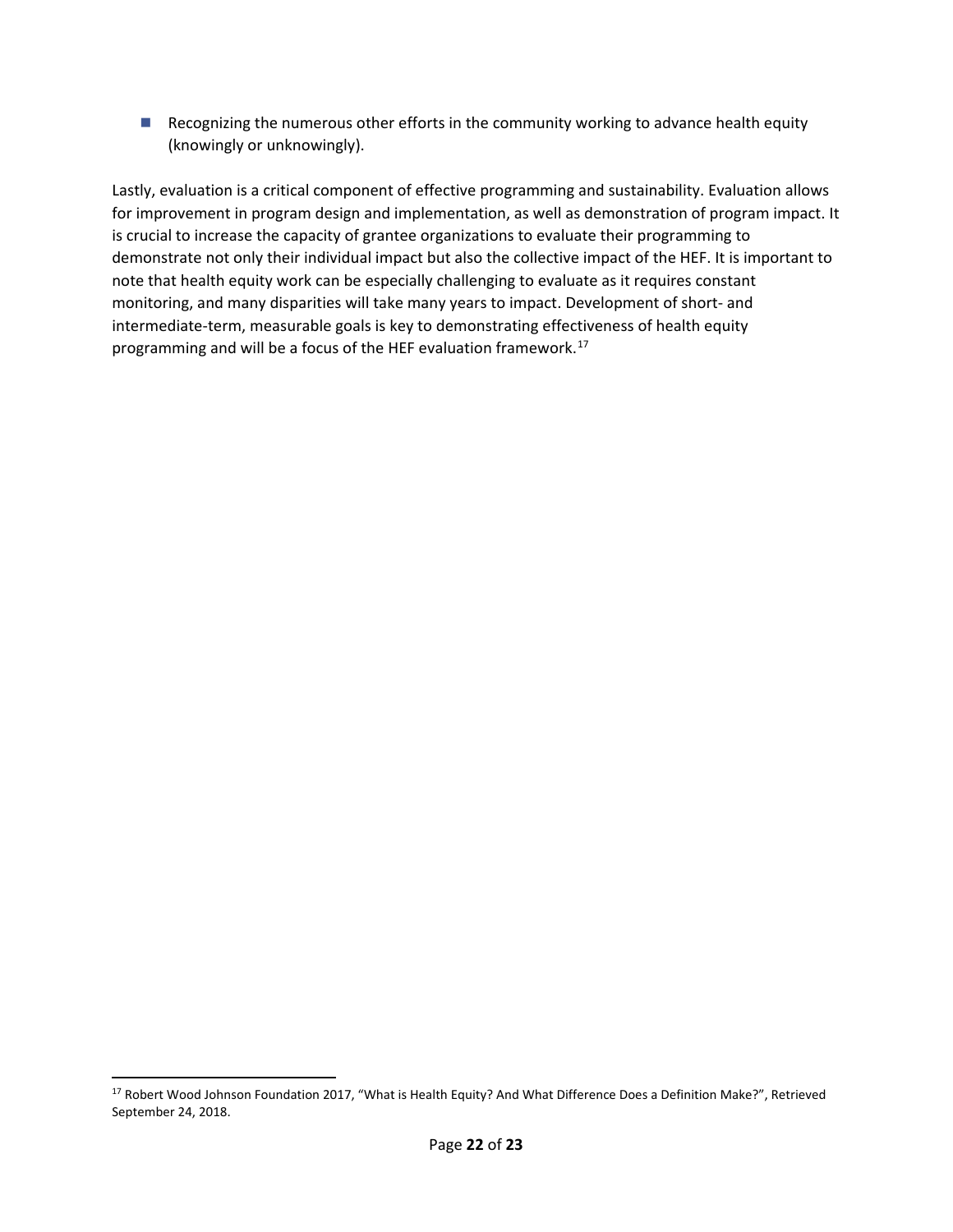- Recognizing the numerous other efforts in the community working to advance health equity (knowingly or unknowingly).

Lastly, evaluation is a critical component of effective programming and sustainability. Evaluation allows for improvement in program design and implementation, as well as demonstration of program impact. It is crucial to increase the capacity of grantee organizations to evaluate their programming to demonstrate not only their individual impact but also the collective impact of the HEF. It is important to note that health equity work can be especially challenging to evaluate as it requires constant monitoring, and many disparities will take many years to impact. Development of short- and intermediate-term, measurable goals is key to demonstrating effectiveness of health equity programming and will be a focus of the HEF evaluation framework.[17]

[17] Robert Wood Johnson Foundation 2017, "What is Health Equity? And What Difference Does a Definition Make?", Retrieved September 24, 2018.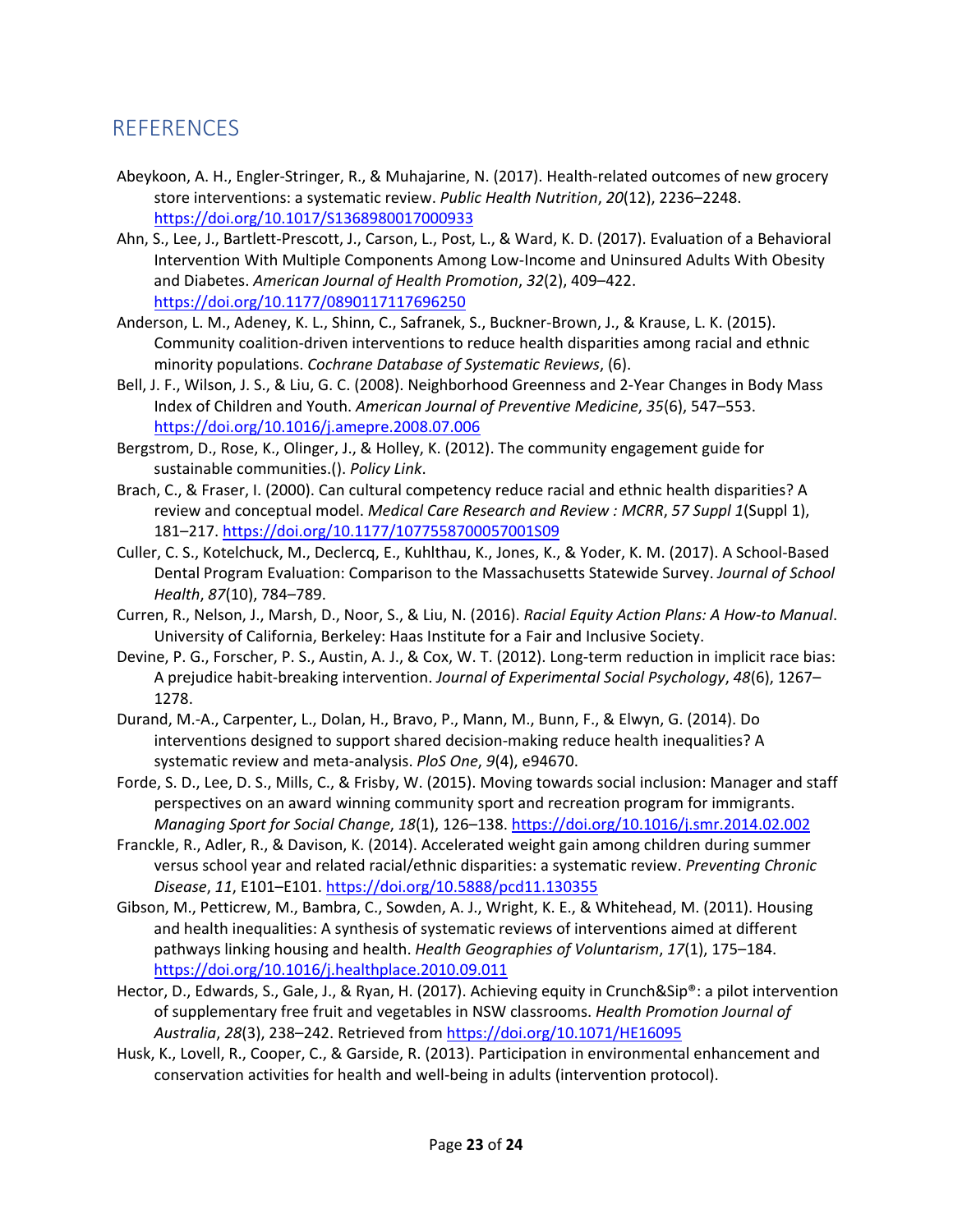## REFERENCES

Abeykoon, A. H., Engler-Stringer, R., & Muhajarine, N. (2017). Health-related outcomes of new grocery store interventions: a systematic review. *Public Health Nutrition*, *20*(12), 2236–2248. https://doi.org/10.1017/S1368980017000933

Ahn, S., Lee, J., Bartlett-Prescott, J., Carson, L., Post, L., & Ward, K. D. (2017). Evaluation of a Behavioral Intervention With Multiple Components Among Low-Income and Uninsured Adults With Obesity and Diabetes. *American Journal of Health Promotion*, *32*(2), 409–422. https://doi.org/10.1177/0890117117696250

Anderson, L. M., Adeney, K. L., Shinn, C., Safranek, S., Buckner-Brown, J., & Krause, L. K. (2015). Community coalition-driven interventions to reduce health disparities among racial and ethnic minority populations. *Cochrane Database of Systematic Reviews*, (6).

Bell, J. F., Wilson, J. S., & Liu, G. C. (2008). Neighborhood Greenness and 2-Year Changes in Body Mass Index of Children and Youth. *American Journal of Preventive Medicine*, *35*(6), 547–553. https://doi.org/10.1016/j.amepre.2008.07.006

Bergstrom, D., Rose, K., Olinger, J., & Holley, K. (2012). The community engagement guide for sustainable communities.(). *Policy Link*.

Brach, C., & Fraser, I. (2000). Can cultural competency reduce racial and ethnic health disparities? A review and conceptual model. *Medical Care Research and Review : MCRR*, *57 Suppl 1*(Suppl 1), 181–217. https://doi.org/10.1177/1077558700057001S09

Culler, C. S., Kotelchuck, M., Declercq, E., Kuhlthau, K., Jones, K., & Yoder, K. M. (2017). A School-Based Dental Program Evaluation: Comparison to the Massachusetts Statewide Survey. *Journal of School Health*, *87*(10), 784–789.

Curren, R., Nelson, J., Marsh, D., Noor, S., & Liu, N. (2016). *Racial Equity Action Plans: A How-to Manual*. University of California, Berkeley: Haas Institute for a Fair and Inclusive Society.

Devine, P. G., Forscher, P. S., Austin, A. J., & Cox, W. T. (2012). Long-term reduction in implicit race bias: A prejudice habit-breaking intervention. *Journal of Experimental Social Psychology*, *48*(6), 1267–1278.

Durand, M.-A., Carpenter, L., Dolan, H., Bravo, P., Mann, M., Bunn, F., & Elwyn, G. (2014). Do interventions designed to support shared decision-making reduce health inequalities? A systematic review and meta-analysis. *PloS One*, *9*(4), e94670.

Forde, S. D., Lee, D. S., Mills, C., & Frisby, W. (2015). Moving towards social inclusion: Manager and staff perspectives on an award winning community sport and recreation program for immigrants. *Managing Sport for Social Change*, *18*(1), 126–138. https://doi.org/10.1016/j.smr.2014.02.002

Franckle, R., Adler, R., & Davison, K. (2014). Accelerated weight gain among children during summer versus school year and related racial/ethnic disparities: a systematic review. *Preventing Chronic Disease*, *11*, E101–E101. https://doi.org/10.5888/pcd11.130355

Gibson, M., Petticrew, M., Bambra, C., Sowden, A. J., Wright, K. E., & Whitehead, M. (2011). Housing and health inequalities: A synthesis of systematic reviews of interventions aimed at different pathways linking housing and health. *Health Geographies of Voluntarism*, *17*(1), 175–184. https://doi.org/10.1016/j.healthplace.2010.09.011

Hector, D., Edwards, S., Gale, J., & Ryan, H. (2017). Achieving equity in Crunch&Sip®: a pilot intervention of supplementary free fruit and vegetables in NSW classrooms. *Health Promotion Journal of Australia*, *28*(3), 238–242. Retrieved from https://doi.org/10.1071/HE16095

Husk, K., Lovell, R., Cooper, C., & Garside, R. (2013). Participation in environmental enhancement and conservation activities for health and well-being in adults (intervention protocol).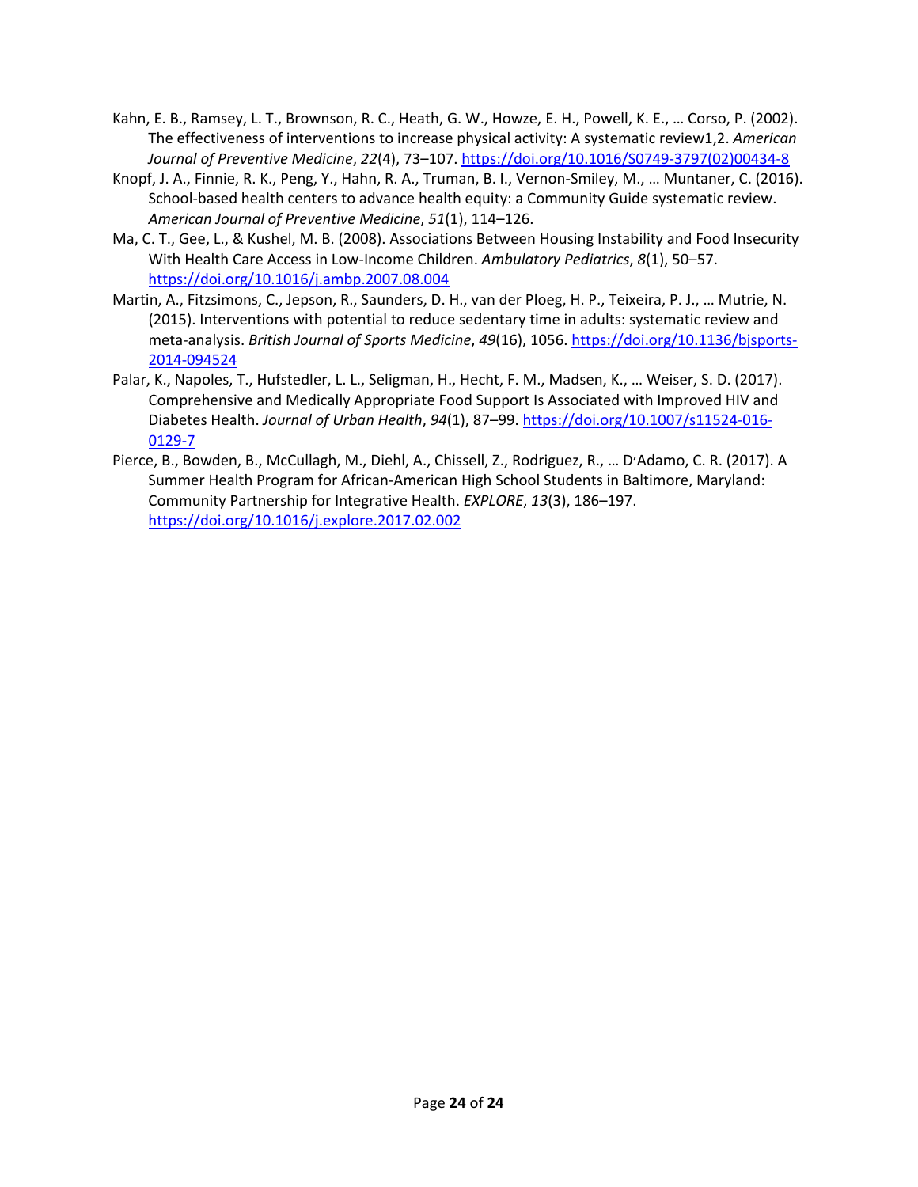Kahn, E. B., Ramsey, L. T., Brownson, R. C., Heath, G. W., Howze, E. H., Powell, K. E., … Corso, P. (2002). The effectiveness of interventions to increase physical activity: A systematic review1,2. *American Journal of Preventive Medicine*, *22*(4), 73–107. https://doi.org/10.1016/S0749-3797(02)00434-8

Knopf, J. A., Finnie, R. K., Peng, Y., Hahn, R. A., Truman, B. I., Vernon-Smiley, M., … Muntaner, C. (2016). School-based health centers to advance health equity: a Community Guide systematic review. *American Journal of Preventive Medicine*, *51*(1), 114–126.

Ma, C. T., Gee, L., & Kushel, M. B. (2008). Associations Between Housing Instability and Food Insecurity With Health Care Access in Low-Income Children. *Ambulatory Pediatrics*, *8*(1), 50–57. https://doi.org/10.1016/j.ambp.2007.08.004

Martin, A., Fitzsimons, C., Jepson, R., Saunders, D. H., van der Ploeg, H. P., Teixeira, P. J., … Mutrie, N. (2015). Interventions with potential to reduce sedentary time in adults: systematic review and meta-analysis. *British Journal of Sports Medicine*, *49*(16), 1056. https://doi.org/10.1136/bjsports-2014-094524

Palar, K., Napoles, T., Hufstedler, L. L., Seligman, H., Hecht, F. M., Madsen, K., … Weiser, S. D. (2017). Comprehensive and Medically Appropriate Food Support Is Associated with Improved HIV and Diabetes Health. *Journal of Urban Health*, *94*(1), 87–99. https://doi.org/10.1007/s11524-016-0129-7

Pierce, B., Bowden, B., McCullagh, M., Diehl, A., Chissell, Z., Rodriguez, R., … D'Adamo, C. R. (2017). A Summer Health Program for African-American High School Students in Baltimore, Maryland: Community Partnership for Integrative Health. *EXPLORE*, *13*(3), 186–197. https://doi.org/10.1016/j.explore.2017.02.002